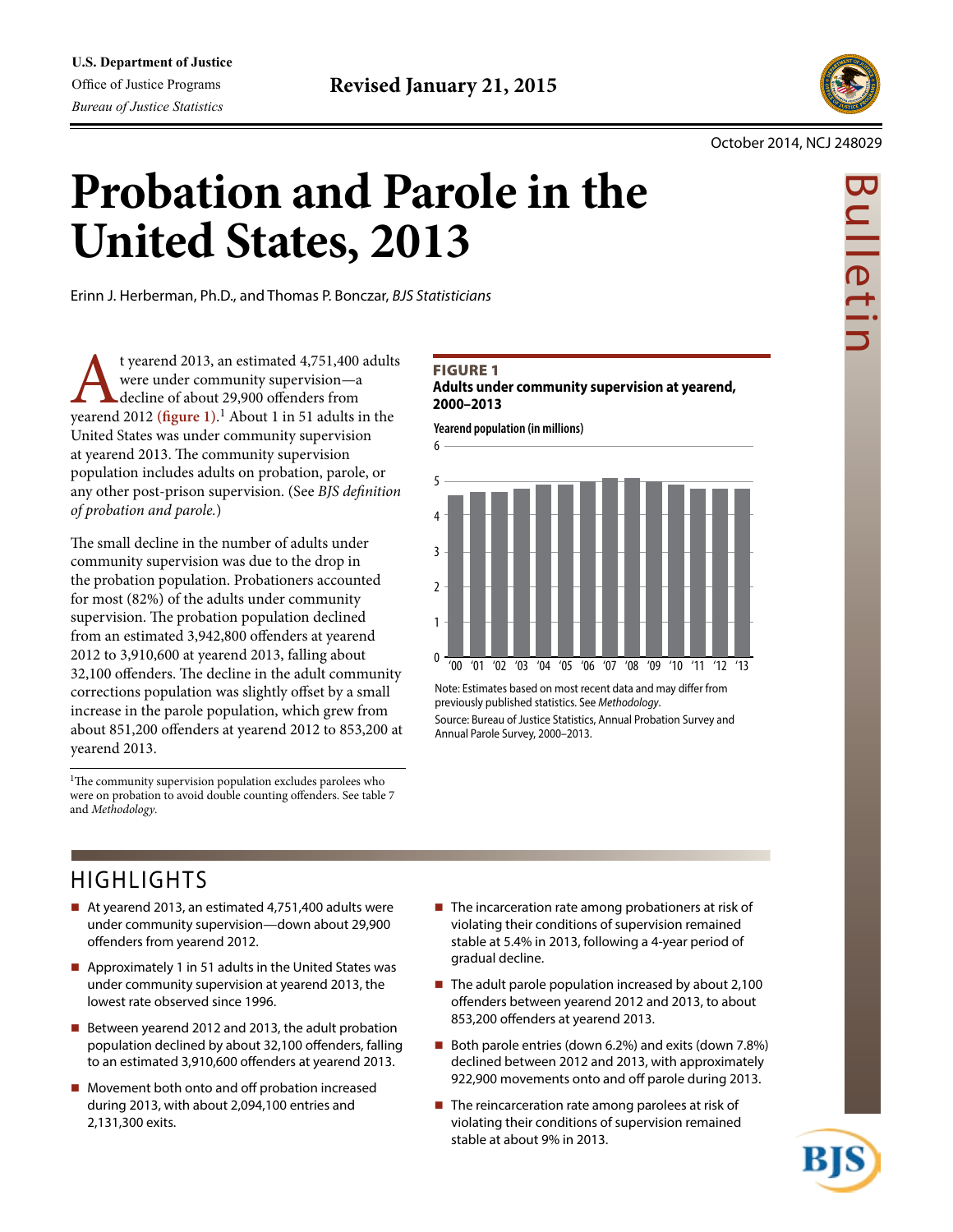U.S. Department of Justice
Office of Justice Programs
*Bureau of Justice Statistics*

**Revised January 21, 2015**

October 2014, NCJ 248029

# Probation and Parole in the United States, 2013

Erinn J. Herberman, Ph.D., and Thomas P. Bonczar, *BJS Statisticians*

At yearend 2013, an estimated 4,751,400 adults were under community supervision—a decline of about 29,900 offenders from yearend 2012 **(figure 1)**.[1] About 1 in 51 adults in the United States was under community supervision at yearend 2013. The community supervision population includes adults on probation, parole, or any other post-prison supervision. (See *BJS definition of probation and parole.*)

The small decline in the number of adults under community supervision was due to the drop in the probation population. Probationers accounted for most (82%) of the adults under community supervision. The probation population declined from an estimated 3,942,800 offenders at yearend 2012 to 3,910,600 at yearend 2013, falling about 32,100 offenders. The decline in the adult community corrections population was slightly offset by a small increase in the parole population, which grew from about 851,200 offenders at yearend 2012 to 853,200 at yearend 2013.

[1]The community supervision population excludes parolees who were on probation to avoid double counting offenders. See table 7 and *Methodology*.

**FIGURE 1**
**Adults under community supervision at yearend, 2000–2013**

Yearend population (in millions)

| Year | '00 | '01 | '02 | '03 | '04 | '05 | '06 | '07 | '08 | '09 | '10 | '11 | '12 | '13 |
|---|---|---|---|---|---|---|---|---|---|---|---|---|---|---|

Note: Estimates based on most recent data and may differ from previously published statistics. See *Methodology*.
Source: Bureau of Justice Statistics, Annual Probation Survey and Annual Parole Survey, 2000–2013.

## HIGHLIGHTS

- At yearend 2013, an estimated 4,751,400 adults were under community supervision—down about 29,900 offenders from yearend 2012.
- Approximately 1 in 51 adults in the United States was under community supervision at yearend 2013, the lowest rate observed since 1996.
- Between yearend 2012 and 2013, the adult probation population declined by about 32,100 offenders, falling to an estimated 3,910,600 offenders at yearend 2013.
- Movement both onto and off probation increased during 2013, with about 2,094,100 entries and 2,131,300 exits.
- The incarceration rate among probationers at risk of violating their conditions of supervision remained stable at 5.4% in 2013, following a 4-year period of gradual decline.
- The adult parole population increased by about 2,100 offenders between yearend 2012 and 2013, to about 853,200 offenders at yearend 2013.
- Both parole entries (down 6.2%) and exits (down 7.8%) declined between 2012 and 2013, with approximately 922,900 movements onto and off parole during 2013.
- The reincarceration rate among parolees at risk of violating their conditions of supervision remained stable at about 9% in 2013.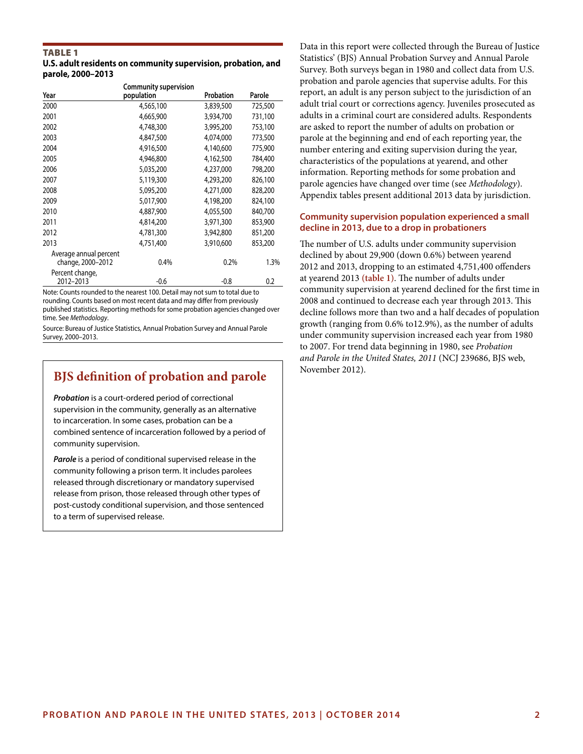**TABLE 1**
**U.S. adult residents on community supervision, probation, and parole, 2000–2013**

| Year | Community supervision population | Probation | Parole |
|---|---|---|---|
| 2000 | 4,565,100 | 3,839,500 | 725,500 |
| 2001 | 4,665,900 | 3,934,700 | 731,100 |
| 2002 | 4,748,300 | 3,995,200 | 753,100 |
| 2003 | 4,847,500 | 4,074,000 | 773,500 |
| 2004 | 4,916,500 | 4,140,600 | 775,900 |
| 2005 | 4,946,800 | 4,162,500 | 784,400 |
| 2006 | 5,035,200 | 4,237,000 | 798,200 |
| 2007 | 5,119,300 | 4,293,200 | 826,100 |
| 2008 | 5,095,200 | 4,271,000 | 828,200 |
| 2009 | 5,017,900 | 4,198,200 | 824,100 |
| 2010 | 4,887,900 | 4,055,500 | 840,700 |
| 2011 | 4,814,200 | 3,971,300 | 853,900 |
| 2012 | 4,781,300 | 3,942,800 | 851,200 |
| 2013 | 4,751,400 | 3,910,600 | 853,200 |
| Average annual percent change, 2000–2012 | 0.4% | 0.2% | 1.3% |
| Percent change, 2012–2013 | -0.6 | -0.8 | 0.2 |

Note: Counts rounded to the nearest 100. Detail may not sum to total due to rounding. Counts based on most recent data and may differ from previously published statistics. Reporting methods for some probation agencies changed over time. See *Methodology*.

Source: Bureau of Justice Statistics, Annual Probation Survey and Annual Parole Survey, 2000–2013.

## BJS definition of probation and parole

***Probation*** is a court-ordered period of correctional supervision in the community, generally as an alternative to incarceration. In some cases, probation can be a combined sentence of incarceration followed by a period of community supervision.

***Parole*** is a period of conditional supervised release in the community following a prison term. It includes parolees released through discretionary or mandatory supervised release from prison, those released through other types of post-custody conditional supervision, and those sentenced to a term of supervised release.

Data in this report were collected through the Bureau of Justice Statistics' (BJS) Annual Probation Survey and Annual Parole Survey. Both surveys began in 1980 and collect data from U.S. probation and parole agencies that supervise adults. For this report, an adult is any person subject to the jurisdiction of an adult trial court or corrections agency. Juveniles prosecuted as adults in a criminal court are considered adults. Respondents are asked to report the number of adults on probation or parole at the beginning and end of each reporting year, the number entering and exiting supervision during the year, characteristics of the populations at yearend, and other information. Reporting methods for some probation and parole agencies have changed over time (see *Methodology*). Appendix tables present additional 2013 data by jurisdiction.

### Community supervision population experienced a small decline in 2013, due to a drop in probationers

The number of U.S. adults under community supervision declined by about 29,900 (down 0.6%) between yearend 2012 and 2013, dropping to an estimated 4,751,400 offenders at yearend 2013 **(table 1)**. The number of adults under community supervision at yearend declined for the first time in 2008 and continued to decrease each year through 2013. This decline follows more than two and a half decades of population growth (ranging from 0.6% to12.9%), as the number of adults under community supervision increased each year from 1980 to 2007. For trend data beginning in 1980, see *Probation and Parole in the United States, 2011* (NCJ 239686, BJS web, November 2012).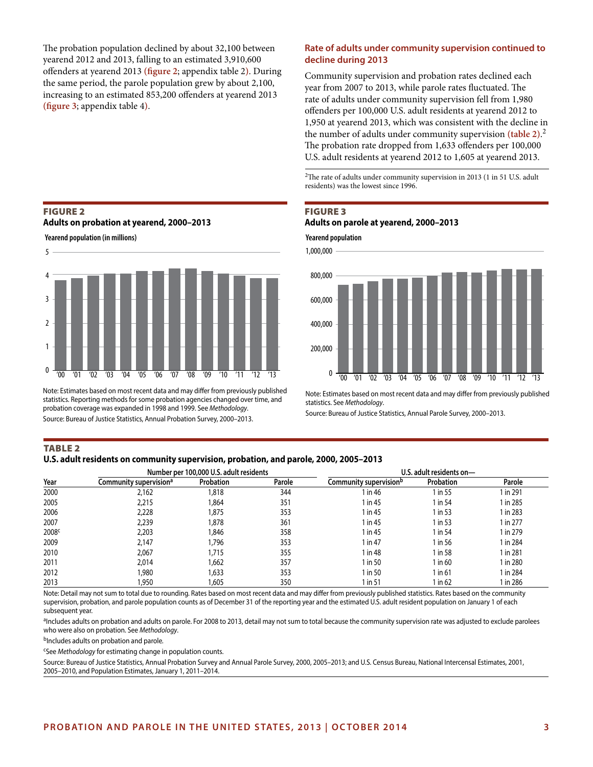The probation population declined by about 32,100 between yearend 2012 and 2013, falling to an estimated 3,910,600 offenders at yearend 2013 (**figure 2**; appendix table 2). During the same period, the parole population grew by about 2,100, increasing to an estimated 853,200 offenders at yearend 2013 (**figure 3**; appendix table 4).

### Rate of adults under community supervision continued to decline during 2013

Community supervision and probation rates declined each year from 2007 to 2013, while parole rates fluctuated. The rate of adults under community supervision fell from 1,980 offenders per 100,000 U.S. adult residents at yearend 2012 to 1,950 at yearend 2013, which was consistent with the decline in the number of adults under community supervision (**table 2**).[2] The probation rate dropped from 1,633 offenders per 100,000 U.S. adult residents at yearend 2012 to 1,605 at yearend 2013.

[2]The rate of adults under community supervision in 2013 (1 in 51 U.S. adult residents) was the lowest since 1996.

**FIGURE 2**
**Adults on probation at yearend, 2000–2013**

Yearend population (in millions)

Note: Estimates based on most recent data and may differ from previously published statistics. Reporting methods for some probation agencies changed over time, and probation coverage was expanded in 1998 and 1999. See *Methodology*.
Source: Bureau of Justice Statistics, Annual Probation Survey, 2000–2013.

**FIGURE 3**
**Adults on parole at yearend, 2000–2013**

Yearend population

Note: Estimates based on most recent data and may differ from previously published statistics. See *Methodology*.
Source: Bureau of Justice Statistics, Annual Parole Survey, 2000–2013.

**TABLE 2**
**U.S. adult residents on community supervision, probation, and parole, 2000, 2005–2013**

| | Number per 100,000 U.S. adult residents | | | U.S. adult residents on— | | |
|---|---|---|---|---|---|---|
| Year | Community supervision[a] | Probation | Parole | Community supervision[b] | Probation | Parole |
| 2000 | 2,162 | 1,818 | 344 | 1 in 46 | 1 in 55 | 1 in 291 |
| 2005 | 2,215 | 1,864 | 351 | 1 in 45 | 1 in 54 | 1 in 285 |
| 2006 | 2,228 | 1,875 | 353 | 1 in 45 | 1 in 53 | 1 in 283 |
| 2007 | 2,239 | 1,878 | 361 | 1 in 45 | 1 in 53 | 1 in 277 |
| 2008[c] | 2,203 | 1,846 | 358 | 1 in 45 | 1 in 54 | 1 in 279 |
| 2009 | 2,147 | 1,796 | 353 | 1 in 47 | 1 in 56 | 1 in 284 |
| 2010 | 2,067 | 1,715 | 355 | 1 in 48 | 1 in 58 | 1 in 281 |
| 2011 | 2,014 | 1,662 | 357 | 1 in 50 | 1 in 60 | 1 in 280 |
| 2012 | 1,980 | 1,633 | 353 | 1 in 50 | 1 in 61 | 1 in 284 |
| 2013 | 1,950 | 1,605 | 350 | 1 in 51 | 1 in 62 | 1 in 286 |

Note: Detail may not sum to total due to rounding. Rates based on most recent data and may differ from previously published statistics. Rates based on the community supervision, probation, and parole population counts as of December 31 of the reporting year and the estimated U.S. adult resident population on January 1 of each subsequent year.

[a]Includes adults on probation and adults on parole. For 2008 to 2013, detail may not sum to total because the community supervision rate was adjusted to exclude parolees who were also on probation. See *Methodology*.

[b]Includes adults on probation and parole.

[c]See *Methodology* for estimating change in population counts.

Source: Bureau of Justice Statistics, Annual Probation Survey and Annual Parole Survey, 2000, 2005–2013; and U.S. Census Bureau, National Intercensal Estimates, 2001, 2005–2010, and Population Estimates, January 1, 2011–2014.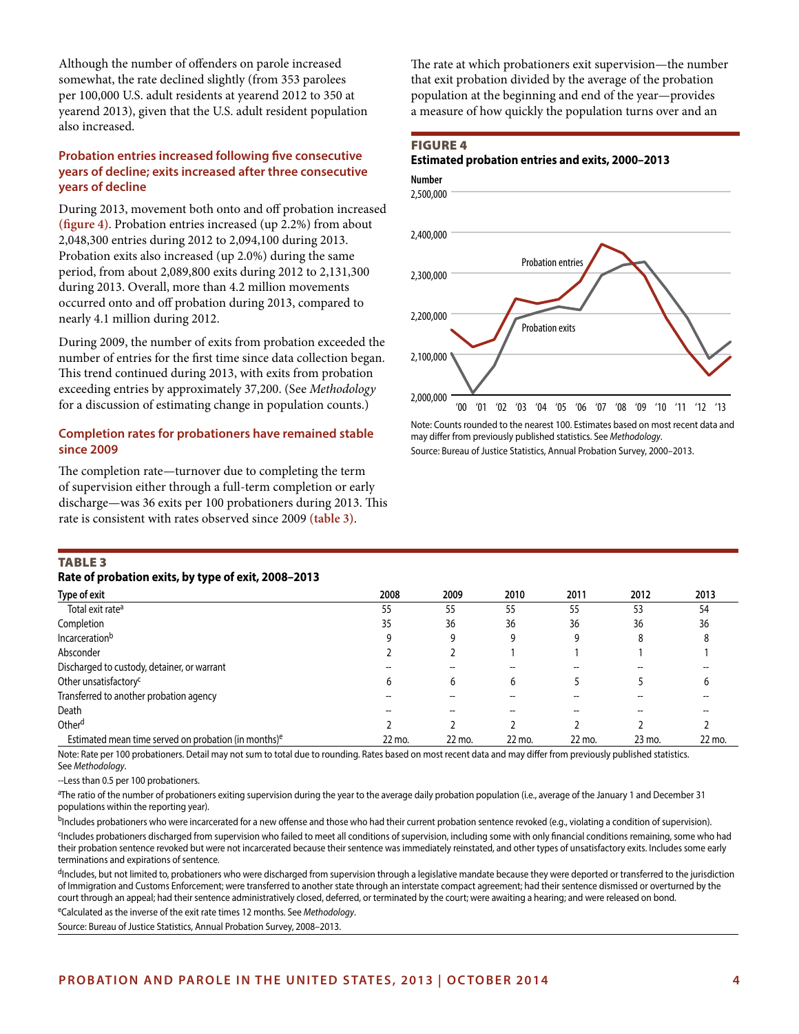Although the number of offenders on parole increased somewhat, the rate declined slightly (from 353 parolees per 100,000 U.S. adult residents at yearend 2012 to 350 at yearend 2013), given that the U.S. adult resident population also increased.

### Probation entries increased following five consecutive years of decline; exits increased after three consecutive years of decline

During 2013, movement both onto and off probation increased **(figure 4)**. Probation entries increased (up 2.2%) from about 2,048,300 entries during 2012 to 2,094,100 during 2013. Probation exits also increased (up 2.0%) during the same period, from about 2,089,800 exits during 2012 to 2,131,300 during 2013. Overall, more than 4.2 million movements occurred onto and off probation during 2013, compared to nearly 4.1 million during 2012.

During 2009, the number of exits from probation exceeded the number of entries for the first time since data collection began. This trend continued during 2013, with exits from probation exceeding entries by approximately 37,200. (See *Methodology* for a discussion of estimating change in population counts.)

### Completion rates for probationers have remained stable since 2009

The completion rate—turnover due to completing the term of supervision either through a full-term completion or early discharge—was 36 exits per 100 probationers during 2013. This rate is consistent with rates observed since 2009 **(table 3)**.

The rate at which probationers exit supervision—the number that exit probation divided by the average of the probation population at the beginning and end of the year—provides a measure of how quickly the population turns over and an

**FIGURE 4**
**Estimated probation entries and exits, 2000–2013**

Note: Counts rounded to the nearest 100. Estimates based on most recent data and may differ from previously published statistics. See *Methodology*.
Source: Bureau of Justice Statistics, Annual Probation Survey, 2000–2013.

**TABLE 3**
**Rate of probation exits, by type of exit, 2008–2013**

| Type of exit | 2008 | 2009 | 2010 | 2011 | 2012 | 2013 |
|---|---|---|---|---|---|---|
| Total exit rate[a] | 55 | 55 | 55 | 55 | 53 | 54 |
| Completion | 35 | 36 | 36 | 36 | 36 | 36 |
| Incarceration[b] | 9 | 9 | 9 | 9 | 8 | 8 |
| Absconder | 2 | 2 | 1 | 1 | 1 | 1 |
| Discharged to custody, detainer, or warrant | -- | -- | -- | -- | -- | -- |
| Other unsatisfactory[c] | 6 | 6 | 6 | 5 | 5 | 6 |
| Transferred to another probation agency | -- | -- | -- | -- | -- | -- |
| Death | -- | -- | -- | -- | -- | -- |
| Other[d] | 2 | 2 | 2 | 2 | 2 | 2 |
| Estimated mean time served on probation (in months)[e] | 22 mo. | 22 mo. | 22 mo. | 22 mo. | 23 mo. | 22 mo. |

Note: Rate per 100 probationers. Detail may not sum to total due to rounding. Rates based on most recent data and may differ from previously published statistics. See *Methodology*.

--Less than 0.5 per 100 probationers.

[a]The ratio of the number of probationers exiting supervision during the year to the average daily probation population (i.e., average of the January 1 and December 31 populations within the reporting year).

[b]Includes probationers who were incarcerated for a new offense and those who had their current probation sentence revoked (e.g., violating a condition of supervision).

[c]Includes probationers discharged from supervision who failed to meet all conditions of supervision, including some with only financial conditions remaining, some who had their probation sentence revoked but were not incarcerated because their sentence was immediately reinstated, and other types of unsatisfactory exits. Includes some early terminations and expirations of sentence.

[d]Includes, but not limited to, probationers who were discharged from supervision through a legislative mandate because they were deported or transferred to the jurisdiction of Immigration and Customs Enforcement; were transferred to another state through an interstate compact agreement; had their sentence dismissed or overturned by the court through an appeal; had their sentence administratively closed, deferred, or terminated by the court; were awaiting a hearing; and were released on bond.

[e]Calculated as the inverse of the exit rate times 12 months. See *Methodology*.

Source: Bureau of Justice Statistics, Annual Probation Survey, 2008–2013.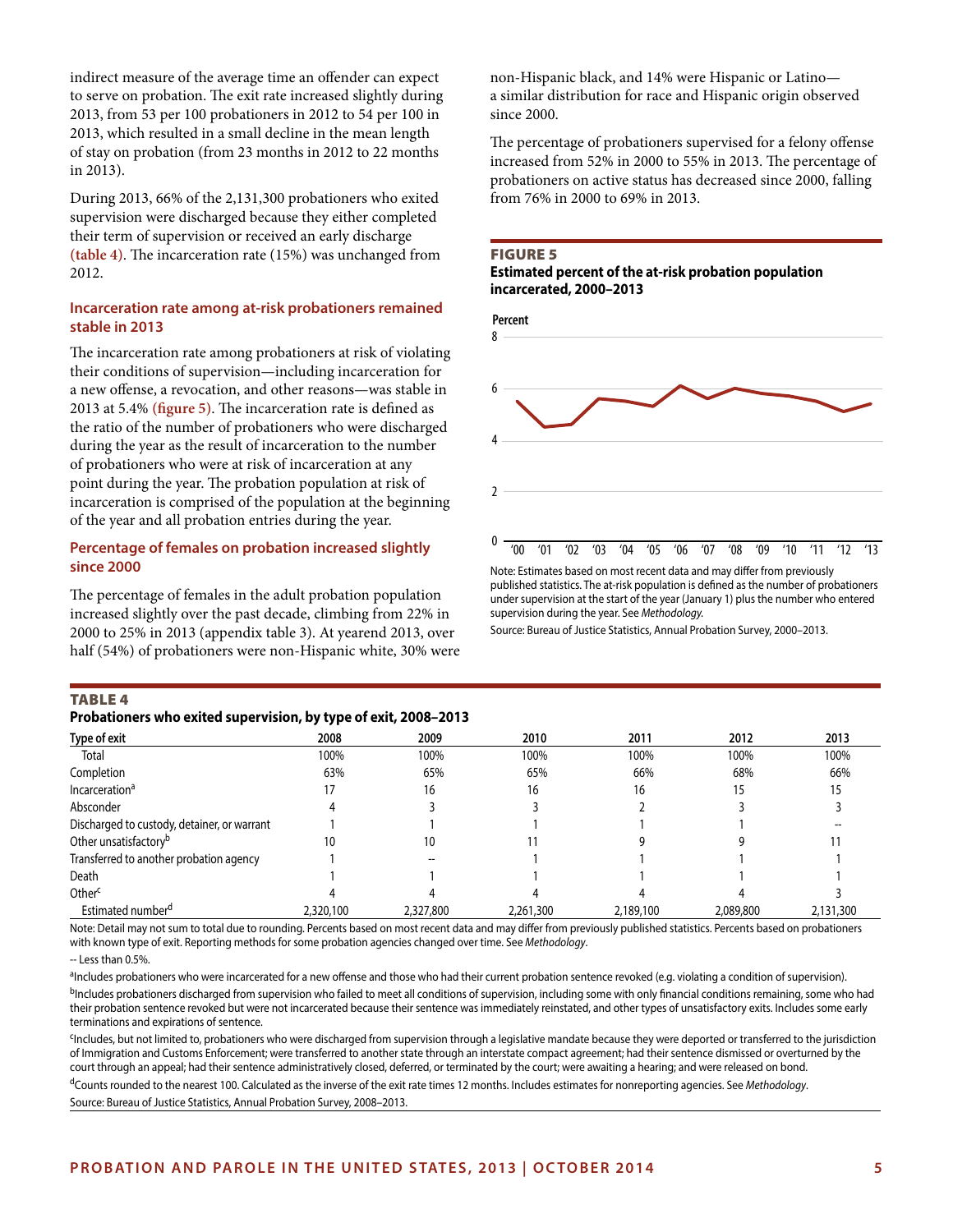indirect measure of the average time an offender can expect to serve on probation. The exit rate increased slightly during 2013, from 53 per 100 probationers in 2012 to 54 per 100 in 2013, which resulted in a small decline in the mean length of stay on probation (from 23 months in 2012 to 22 months in 2013).

During 2013, 66% of the 2,131,300 probationers who exited supervision were discharged because they either completed their term of supervision or received an early discharge **(table 4)**. The incarceration rate (15%) was unchanged from 2012.

### Incarceration rate among at-risk probationers remained stable in 2013

The incarceration rate among probationers at risk of violating their conditions of supervision—including incarceration for a new offense, a revocation, and other reasons—was stable in 2013 at 5.4% **(figure 5)**. The incarceration rate is defined as the ratio of the number of probationers who were discharged during the year as the result of incarceration to the number of probationers who were at risk of incarceration at any point during the year. The probation population at risk of incarceration is comprised of the population at the beginning of the year and all probation entries during the year.

### Percentage of females on probation increased slightly since 2000

The percentage of females in the adult probation population increased slightly over the past decade, climbing from 22% in 2000 to 25% in 2013 (appendix table 3). At yearend 2013, over half (54%) of probationers were non-Hispanic white, 30% were non-Hispanic black, and 14% were Hispanic or Latino—a similar distribution for race and Hispanic origin observed since 2000.

The percentage of probationers supervised for a felony offense increased from 52% in 2000 to 55% in 2013. The percentage of probationers on active status has decreased since 2000, falling from 76% in 2000 to 69% in 2013.

**FIGURE 5**
**Estimated percent of the at-risk probation population incarcerated, 2000–2013**

Note: Estimates based on most recent data and may differ from previously published statistics. The at-risk population is defined as the number of probationers under supervision at the start of the year (January 1) plus the number who entered supervision during the year. See *Methodology.*

Source: Bureau of Justice Statistics, Annual Probation Survey, 2000–2013.

**TABLE 4**
**Probationers who exited supervision, by type of exit, 2008–2013**

| Type of exit | 2008 | 2009 | 2010 | 2011 | 2012 | 2013 |
|---|---|---|---|---|---|---|
| Total | 100% | 100% | 100% | 100% | 100% | 100% |
| Completion | 63% | 65% | 65% | 66% | 68% | 66% |
| Incarceration[a] | 17 | 16 | 16 | 16 | 15 | 15 |
| Absconder | 4 | 3 | 3 | 2 | 3 | 3 |
| Discharged to custody, detainer, or warrant | 1 | 1 | 1 | 1 | 1 | -- |
| Other unsatisfactory[b] | 10 | 10 | 11 | 9 | 9 | 11 |
| Transferred to another probation agency | 1 | -- | 1 | 1 | 1 | 1 |
| Death | 1 | 1 | 1 | 1 | 1 | 1 |
| Other[c] | 4 | 4 | 4 | 4 | 4 | 3 |
| Estimated number[d] | 2,320,100 | 2,327,800 | 2,261,300 | 2,189,100 | 2,089,800 | 2,131,300 |

Note: Detail may not sum to total due to rounding. Percents based on most recent data and may differ from previously published statistics. Percents based on probationers with known type of exit. Reporting methods for some probation agencies changed over time. See *Methodology*.

-- Less than 0.5%.

[a]Includes probationers who were incarcerated for a new offense and those who had their current probation sentence revoked (e.g. violating a condition of supervision).

[b]Includes probationers discharged from supervision who failed to meet all conditions of supervision, including some with only financial conditions remaining, some who had their probation sentence revoked but were not incarcerated because their sentence was immediately reinstated, and other types of unsatisfactory exits. Includes some early terminations and expirations of sentence.

[c]Includes, but not limited to, probationers who were discharged from supervision through a legislative mandate because they were deported or transferred to the jurisdiction of Immigration and Customs Enforcement; were transferred to another state through an interstate compact agreement; had their sentence dismissed or overturned by the court through an appeal; had their sentence administratively closed, deferred, or terminated by the court; were awaiting a hearing; and were released on bond.

[d]Counts rounded to the nearest 100. Calculated as the inverse of the exit rate times 12 months. Includes estimates for nonreporting agencies. See *Methodology*.

Source: Bureau of Justice Statistics, Annual Probation Survey, 2008–2013.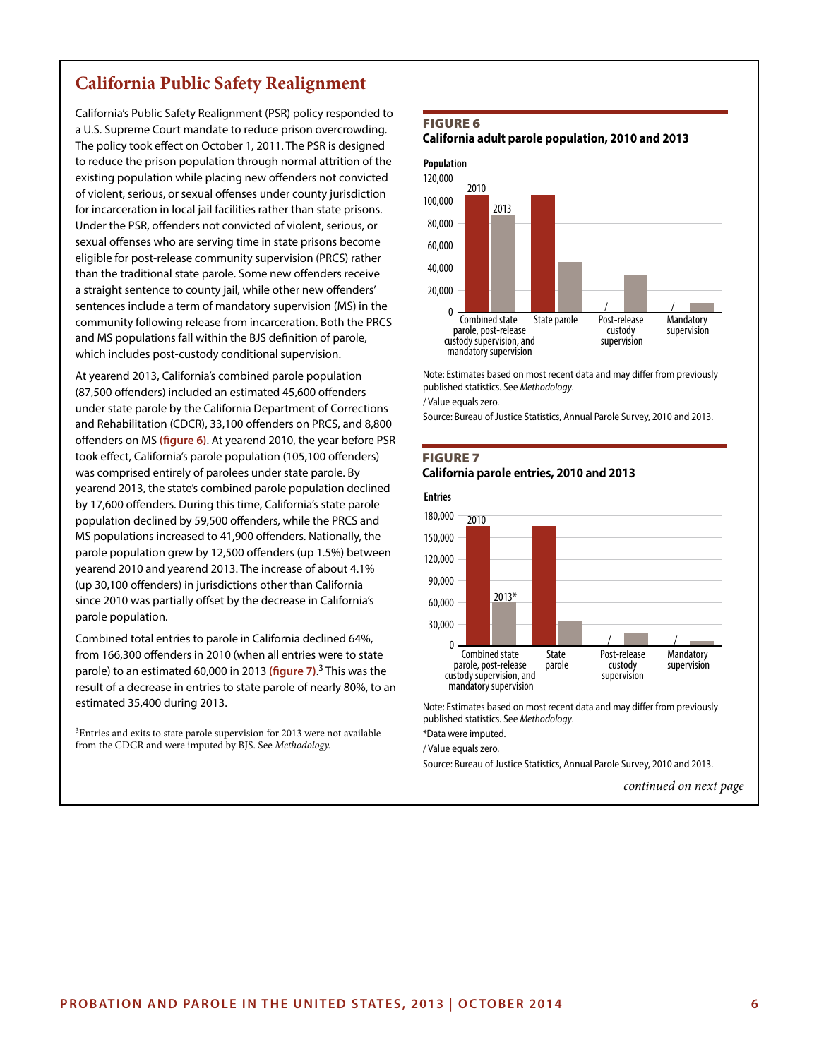## California Public Safety Realignment

California's Public Safety Realignment (PSR) policy responded to a U.S. Supreme Court mandate to reduce prison overcrowding. The policy took effect on October 1, 2011. The PSR is designed to reduce the prison population through normal attrition of the existing population while placing new offenders not convicted of violent, serious, or sexual offenses under county jurisdiction for incarceration in local jail facilities rather than state prisons. Under the PSR, offenders not convicted of violent, serious, or sexual offenses who are serving time in state prisons become eligible for post-release community supervision (PRCS) rather than the traditional state parole. Some new offenders receive a straight sentence to county jail, while other new offenders' sentences include a term of mandatory supervision (MS) in the community following release from incarceration. Both the PRCS and MS populations fall within the BJS definition of parole, which includes post-custody conditional supervision.

At yearend 2013, California's combined parole population (87,500 offenders) included an estimated 45,600 offenders under state parole by the California Department of Corrections and Rehabilitation (CDCR), 33,100 offenders on PRCS, and 8,800 offenders on MS (**figure 6**). At yearend 2010, the year before PSR took effect, California's parole population (105,100 offenders) was comprised entirely of parolees under state parole. By yearend 2013, the state's combined parole population declined by 17,600 offenders. During this time, California's state parole population declined by 59,500 offenders, while the PRCS and MS populations increased to 41,900 offenders. Nationally, the parole population grew by 12,500 offenders (up 1.5%) between yearend 2010 and yearend 2013. The increase of about 4.1% (up 30,100 offenders) in jurisdictions other than California since 2010 was partially offset by the decrease in California's parole population.

Combined total entries to parole in California declined 64%, from 166,300 offenders in 2010 (when all entries were to state parole) to an estimated 60,000 in 2013 (**figure 7**).[3] This was the result of a decrease in entries to state parole of nearly 80%, to an estimated 35,400 during 2013.

[3]Entries and exits to state parole supervision for 2013 were not available from the CDCR and were imputed by BJS. See *Methodology.*

**FIGURE 6**
**California adult parole population, 2010 and 2013**

| | 2010 | 2013 |
|---|---|---|
| Combined state parole, post-release custody supervision, and mandatory supervision | 105,100 | 87,500 |
| State parole | 105,100 | 45,600 |
| Post-release custody supervision | / | 33,100 |
| Mandatory supervision | / | 8,800 |

Note: Estimates based on most recent data and may differ from previously published statistics. See *Methodology*.
/ Value equals zero.
Source: Bureau of Justice Statistics, Annual Parole Survey, 2010 and 2013.

**FIGURE 7**
**California parole entries, 2010 and 2013**

| | 2010 | 2013* |
|---|---|---|
| Combined state parole, post-release custody supervision, and mandatory supervision | 166,300 | 60,000 |
| State parole | 166,300 | 35,400 |
| Post-release custody supervision | / | |
| Mandatory supervision | / | |

Note: Estimates based on most recent data and may differ from previously published statistics. See *Methodology*.
*Data were imputed.
/ Value equals zero.
Source: Bureau of Justice Statistics, Annual Parole Survey, 2010 and 2013.

*continued on next page*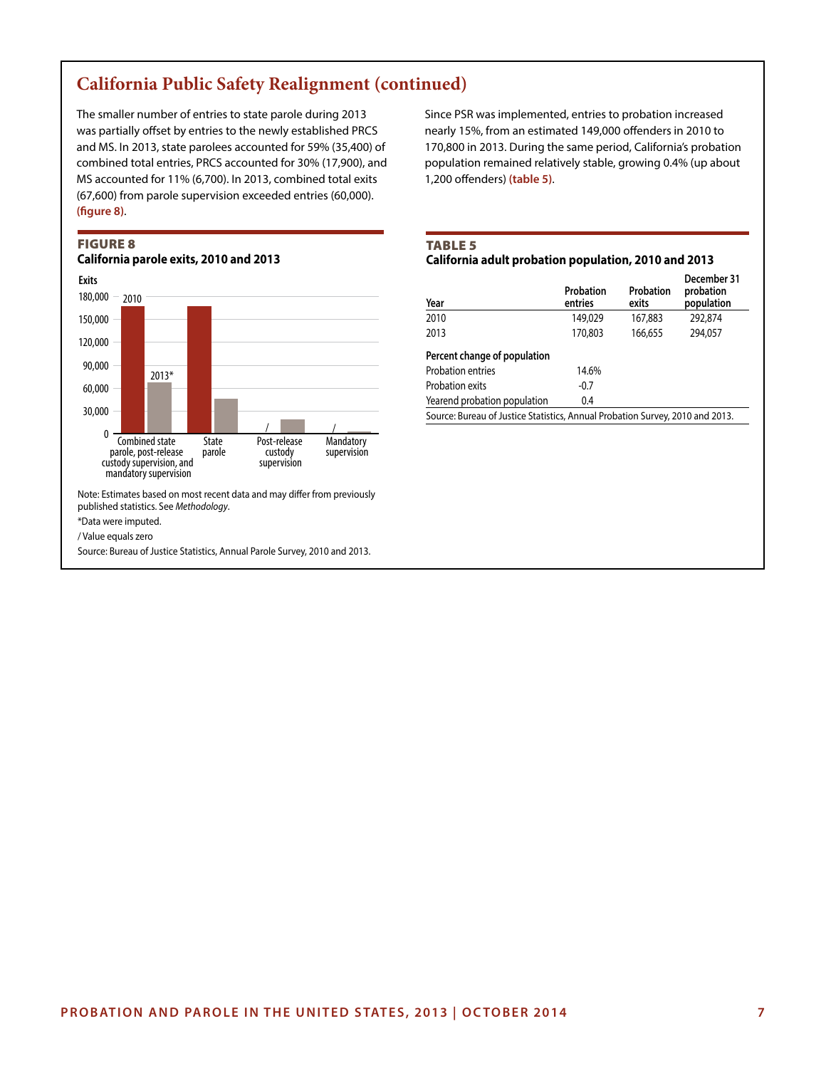## California Public Safety Realignment (continued)

The smaller number of entries to state parole during 2013 was partially offset by entries to the newly established PRCS and MS. In 2013, state parolees accounted for 59% (35,400) of combined total entries, PRCS accounted for 30% (17,900), and MS accounted for 11% (6,700). In 2013, combined total exits (67,600) from parole supervision exceeded entries (60,000). **(figure 8)**.

Since PSR was implemented, entries to probation increased nearly 15%, from an estimated 149,000 offenders in 2010 to 170,800 in 2013. During the same period, California's probation population remained relatively stable, growing 0.4% (up about 1,200 offenders) **(table 5)**.

**FIGURE 8**
**California parole exits, 2010 and 2013**

Exits

180,000
150,000
120,000
90,000
60,000
30,000
0

2010
2013*

Combined state parole, post-release custody supervision, and mandatory supervision
State parole
Post-release custody supervision
Mandatory supervision

/
/

Note: Estimates based on most recent data and may differ from previously published statistics. See *Methodology*.

*Data were imputed.

/ Value equals zero

Source: Bureau of Justice Statistics, Annual Parole Survey, 2010 and 2013.

**TABLE 5**
**California adult probation population, 2010 and 2013**

| Year | Probation entries | Probation exits | December 31 probation population |
|---|---|---|---|
| 2010 | 149,029 | 167,883 | 292,874 |
| 2013 | 170,803 | 166,655 | 294,057 |
| **Percent change of population** | | | |
| Probation entries | 14.6% | | |
| Probation exits | -0.7 | | |
| Yearend probation population | 0.4 | | |

Source: Bureau of Justice Statistics, Annual Probation Survey, 2010 and 2013.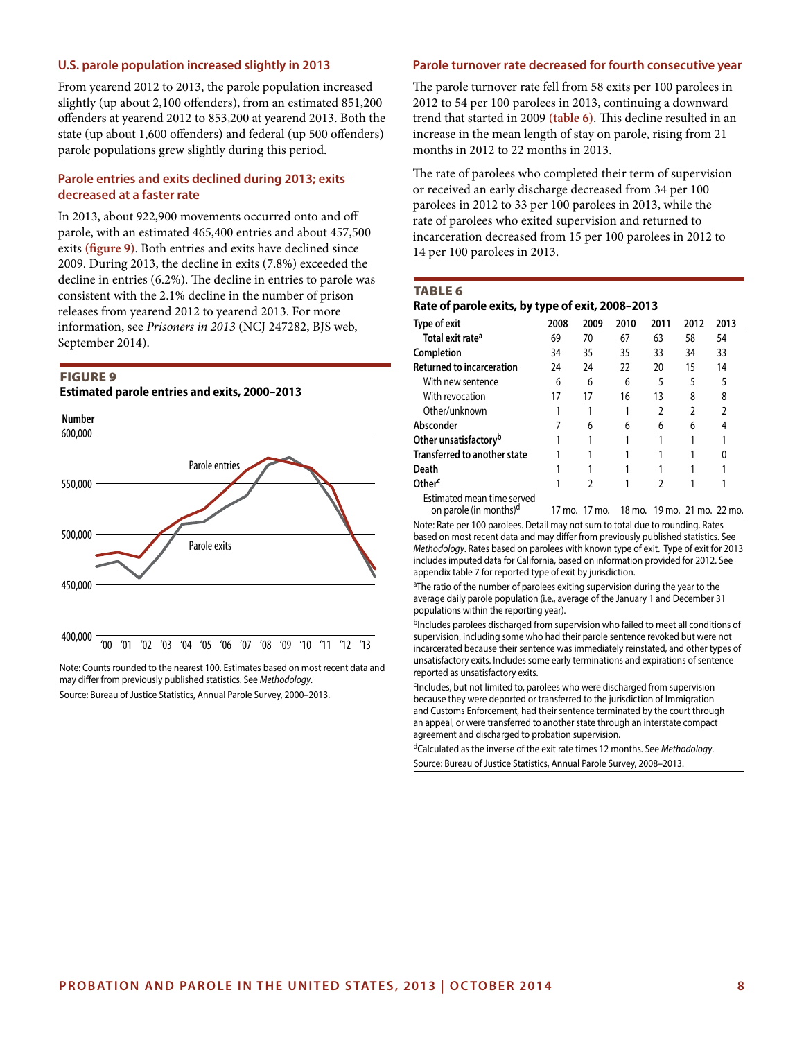## U.S. parole population increased slightly in 2013

From yearend 2012 to 2013, the parole population increased slightly (up about 2,100 offenders), from an estimated 851,200 offenders at yearend 2012 to 853,200 at yearend 2013. Both the state (up about 1,600 offenders) and federal (up 500 offenders) parole populations grew slightly during this period.

## Parole entries and exits declined during 2013; exits decreased at a faster rate

In 2013, about 922,900 movements occurred onto and off parole, with an estimated 465,400 entries and about 457,500 exits **(figure 9)**. Both entries and exits have declined since 2009. During 2013, the decline in exits (7.8%) exceeded the decline in entries (6.2%). The decline in entries to parole was consistent with the 2.1% decline in the number of prison releases from yearend 2012 to yearend 2013. For more information, see *Prisoners in 2013* (NCJ 247282, BJS web, September 2014).

**FIGURE 9**

**Estimated parole entries and exits, 2000–2013**

Number

600,000

550,000

500,000

450,000

400,000

Parole entries

Parole exits

'00 '01 '02 '03 '04 '05 '06 '07 '08 '09 '10 '11 '12 '13

Note: Counts rounded to the nearest 100. Estimates based on most recent data and may differ from previously published statistics. See *Methodology*.

Source: Bureau of Justice Statistics, Annual Parole Survey, 2000–2013.

## Parole turnover rate decreased for fourth consecutive year

The parole turnover rate fell from 58 exits per 100 parolees in 2012 to 54 per 100 parolees in 2013, continuing a downward trend that started in 2009 **(table 6)**. This decline resulted in an increase in the mean length of stay on parole, rising from 21 months in 2012 to 22 months in 2013.

The rate of parolees who completed their term of supervision or received an early discharge decreased from 34 per 100 parolees in 2012 to 33 per 100 parolees in 2013, while the rate of parolees who exited supervision and returned to incarceration decreased from 15 per 100 parolees in 2012 to 14 per 100 parolees in 2013.

**TABLE 6**

**Rate of parole exits, by type of exit, 2008–2013**

| Type of exit | 2008 | 2009 | 2010 | 2011 | 2012 | 2013 |
|---|---|---|---|---|---|---|
| Total exit rate[a] | 69 | 70 | 67 | 63 | 58 | 54 |
| **Completion** | 34 | 35 | 35 | 33 | 34 | 33 |
| **Returned to incarceration** | 24 | 24 | 22 | 20 | 15 | 14 |
| With new sentence | 6 | 6 | 6 | 5 | 5 | 5 |
| With revocation | 17 | 17 | 16 | 13 | 8 | 8 |
| Other/unknown | 1 | 1 | 1 | 2 | 2 | 2 |
| **Absconder** | 7 | 6 | 6 | 6 | 6 | 4 |
| **Other unsatisfactory[b]** | 1 | 1 | 1 | 1 | 1 | 1 |
| **Transferred to another state** | 1 | 1 | 1 | 1 | 1 | 0 |
| **Death** | 1 | 1 | 1 | 1 | 1 | 1 |
| **Other[c]** | 1 | 2 | 1 | 2 | 1 | 1 |
| Estimated mean time served on parole (in months)[d] | 17 mo. | 17 mo. | 18 mo. | 19 mo. | 21 mo. | 22 mo. |

Note: Rate per 100 parolees. Detail may not sum to total due to rounding. Rates based on most recent data and may differ from previously published statistics. See *Methodology*. Rates based on parolees with known type of exit. Type of exit for 2013 includes imputed data for California, based on information provided for 2012. See appendix table 7 for reported type of exit by jurisdiction.

[a]The ratio of the number of parolees exiting supervision during the year to the average daily parole population (i.e., average of the January 1 and December 31 populations within the reporting year).

[b]Includes parolees discharged from supervision who failed to meet all conditions of supervision, including some who had their parole sentence revoked but were not incarcerated because their sentence was immediately reinstated, and other types of unsatisfactory exits. Includes some early terminations and expirations of sentence reported as unsatisfactory exits.

[c]Includes, but not limited to, parolees who were discharged from supervision because they were deported or transferred to the jurisdiction of Immigration and Customs Enforcement, had their sentence terminated by the court through an appeal, or were transferred to another state through an interstate compact agreement and discharged to probation supervision.

[d]Calculated as the inverse of the exit rate times 12 months. See *Methodology*.

Source: Bureau of Justice Statistics, Annual Parole Survey, 2008–2013.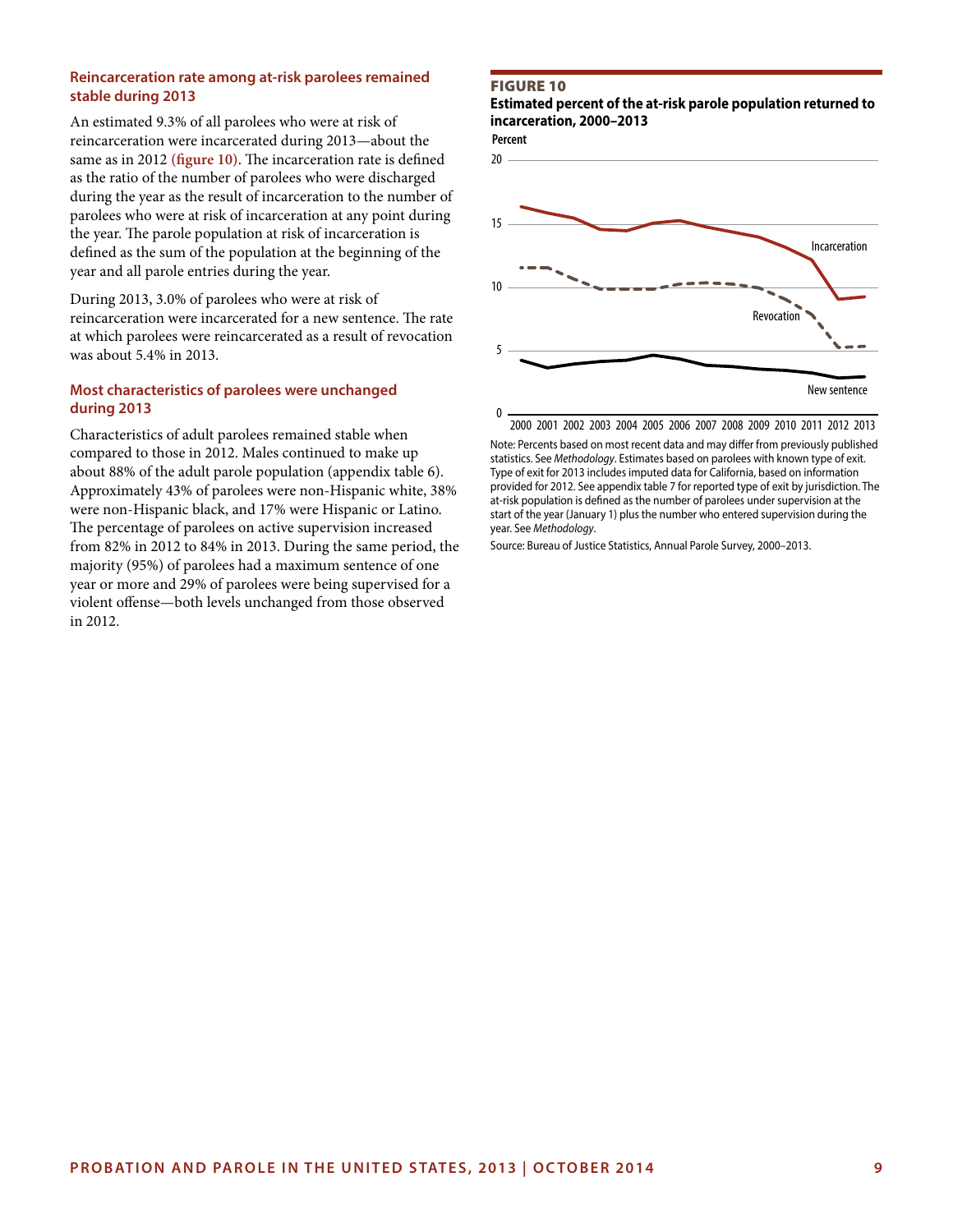### Reincarceration rate among at-risk parolees remained stable during 2013

An estimated 9.3% of all parolees who were at risk of reincarceration were incarcerated during 2013—about the same as in 2012 (**figure 10**). The incarceration rate is defined as the ratio of the number of parolees who were discharged during the year as the result of incarceration to the number of parolees who were at risk of incarceration at any point during the year. The parole population at risk of incarceration is defined as the sum of the population at the beginning of the year and all parole entries during the year.

During 2013, 3.0% of parolees who were at risk of reincarceration were incarcerated for a new sentence. The rate at which parolees were reincarcerated as a result of revocation was about 5.4% in 2013.

### Most characteristics of parolees were unchanged during 2013

Characteristics of adult parolees remained stable when compared to those in 2012. Males continued to make up about 88% of the adult parole population (appendix table 6). Approximately 43% of parolees were non-Hispanic white, 38% were non-Hispanic black, and 17% were Hispanic or Latino. The percentage of parolees on active supervision increased from 82% in 2012 to 84% in 2013. During the same period, the majority (95%) of parolees had a maximum sentence of one year or more and 29% of parolees were being supervised for a violent offense—both levels unchanged from those observed in 2012.

**FIGURE 10**
**Estimated percent of the at-risk parole population returned to incarceration, 2000–2013**

Note: Percents based on most recent data and may differ from previously published statistics. See *Methodology*. Estimates based on parolees with known type of exit. Type of exit for 2013 includes imputed data for California, based on information provided for 2012. See appendix table 7 for reported type of exit by jurisdiction. The at-risk population is defined as the number of parolees under supervision at the start of the year (January 1) plus the number who entered supervision during the year. See *Methodology*.

Source: Bureau of Justice Statistics, Annual Parole Survey, 2000–2013.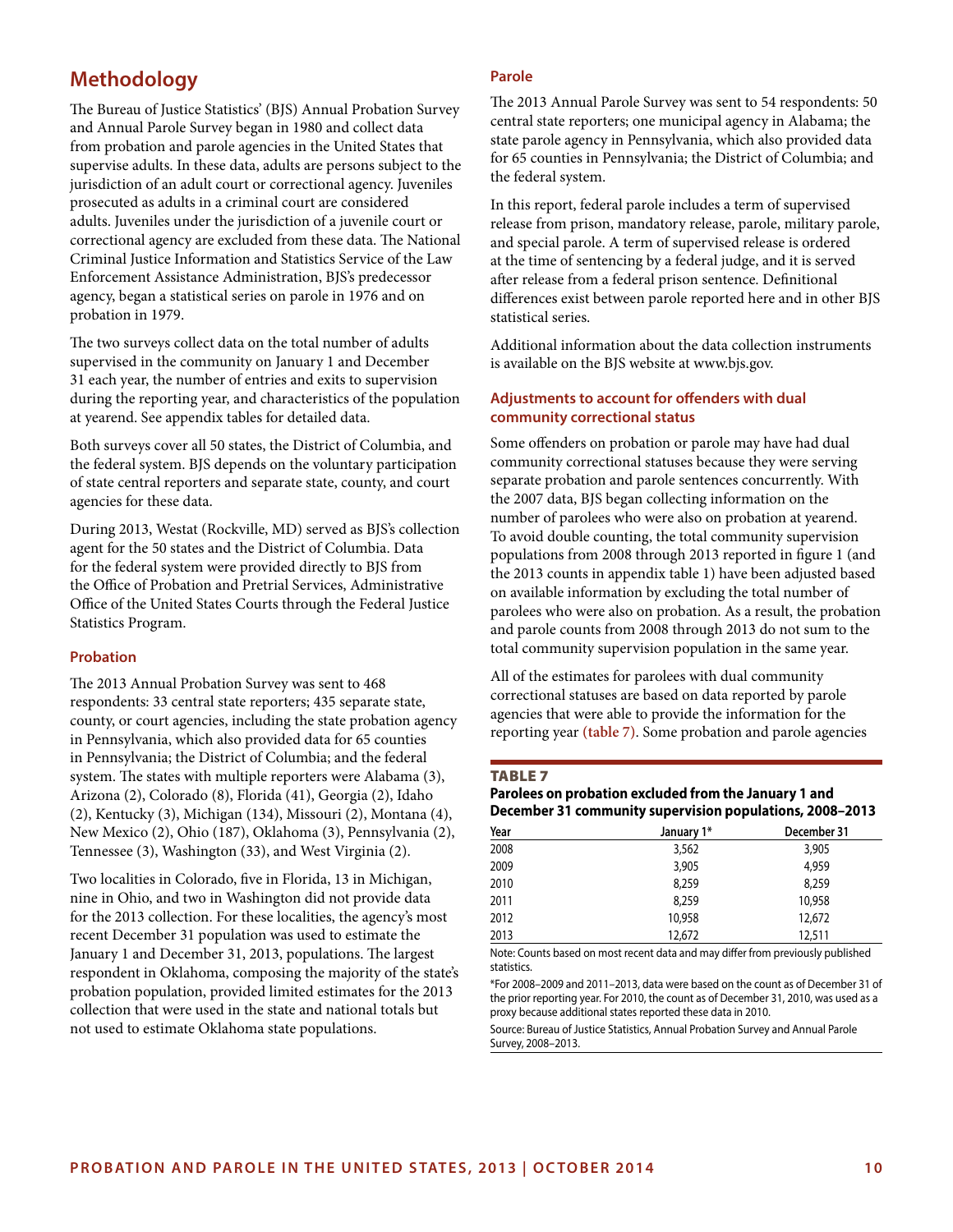## Methodology

The Bureau of Justice Statistics' (BJS) Annual Probation Survey and Annual Parole Survey began in 1980 and collect data from probation and parole agencies in the United States that supervise adults. In these data, adults are persons subject to the jurisdiction of an adult court or correctional agency. Juveniles prosecuted as adults in a criminal court are considered adults. Juveniles under the jurisdiction of a juvenile court or correctional agency are excluded from these data. The National Criminal Justice Information and Statistics Service of the Law Enforcement Assistance Administration, BJS's predecessor agency, began a statistical series on parole in 1976 and on probation in 1979.

The two surveys collect data on the total number of adults supervised in the community on January 1 and December 31 each year, the number of entries and exits to supervision during the reporting year, and characteristics of the population at yearend. See appendix tables for detailed data.

Both surveys cover all 50 states, the District of Columbia, and the federal system. BJS depends on the voluntary participation of state central reporters and separate state, county, and court agencies for these data.

During 2013, Westat (Rockville, MD) served as BJS's collection agent for the 50 states and the District of Columbia. Data for the federal system were provided directly to BJS from the Office of Probation and Pretrial Services, Administrative Office of the United States Courts through the Federal Justice Statistics Program.

### Probation

The 2013 Annual Probation Survey was sent to 468 respondents: 33 central state reporters; 435 separate state, county, or court agencies, including the state probation agency in Pennsylvania, which also provided data for 65 counties in Pennsylvania; the District of Columbia; and the federal system. The states with multiple reporters were Alabama (3), Arizona (2), Colorado (8), Florida (41), Georgia (2), Idaho (2), Kentucky (3), Michigan (134), Missouri (2), Montana (4), New Mexico (2), Ohio (187), Oklahoma (3), Pennsylvania (2), Tennessee (3), Washington (33), and West Virginia (2).

Two localities in Colorado, five in Florida, 13 in Michigan, nine in Ohio, and two in Washington did not provide data for the 2013 collection. For these localities, the agency's most recent December 31 population was used to estimate the January 1 and December 31, 2013, populations. The largest respondent in Oklahoma, composing the majority of the state's probation population, provided limited estimates for the 2013 collection that were used in the state and national totals but not used to estimate Oklahoma state populations.

### Parole

The 2013 Annual Parole Survey was sent to 54 respondents: 50 central state reporters; one municipal agency in Alabama; the state parole agency in Pennsylvania, which also provided data for 65 counties in Pennsylvania; the District of Columbia; and the federal system.

In this report, federal parole includes a term of supervised release from prison, mandatory release, parole, military parole, and special parole. A term of supervised release is ordered at the time of sentencing by a federal judge, and it is served after release from a federal prison sentence. Definitional differences exist between parole reported here and in other BJS statistical series.

Additional information about the data collection instruments is available on the BJS website at www.bjs.gov.

### Adjustments to account for offenders with dual community correctional status

Some offenders on probation or parole may have had dual community correctional statuses because they were serving separate probation and parole sentences concurrently. With the 2007 data, BJS began collecting information on the number of parolees who were also on probation at yearend. To avoid double counting, the total community supervision populations from 2008 through 2013 reported in figure 1 (and the 2013 counts in appendix table 1) have been adjusted based on available information by excluding the total number of parolees who were also on probation. As a result, the probation and parole counts from 2008 through 2013 do not sum to the total community supervision population in the same year.

All of the estimates for parolees with dual community correctional statuses are based on data reported by parole agencies that were able to provide the information for the reporting year **(table 7)**. Some probation and parole agencies

**TABLE 7**

**Parolees on probation excluded from the January 1 and December 31 community supervision populations, 2008–2013**

| Year | January 1* | December 31 |
|---|---|---|
| 2008 | 3,562 | 3,905 |
| 2009 | 3,905 | 4,959 |
| 2010 | 8,259 | 8,259 |
| 2011 | 8,259 | 10,958 |
| 2012 | 10,958 | 12,672 |
| 2013 | 12,672 | 12,511 |

Note: Counts based on most recent data and may differ from previously published statistics.

*For 2008–2009 and 2011–2013, data were based on the count as of December 31 of the prior reporting year. For 2010, the count as of December 31, 2010, was used as a proxy because additional states reported these data in 2010.

Source: Bureau of Justice Statistics, Annual Probation Survey and Annual Parole Survey, 2008–2013.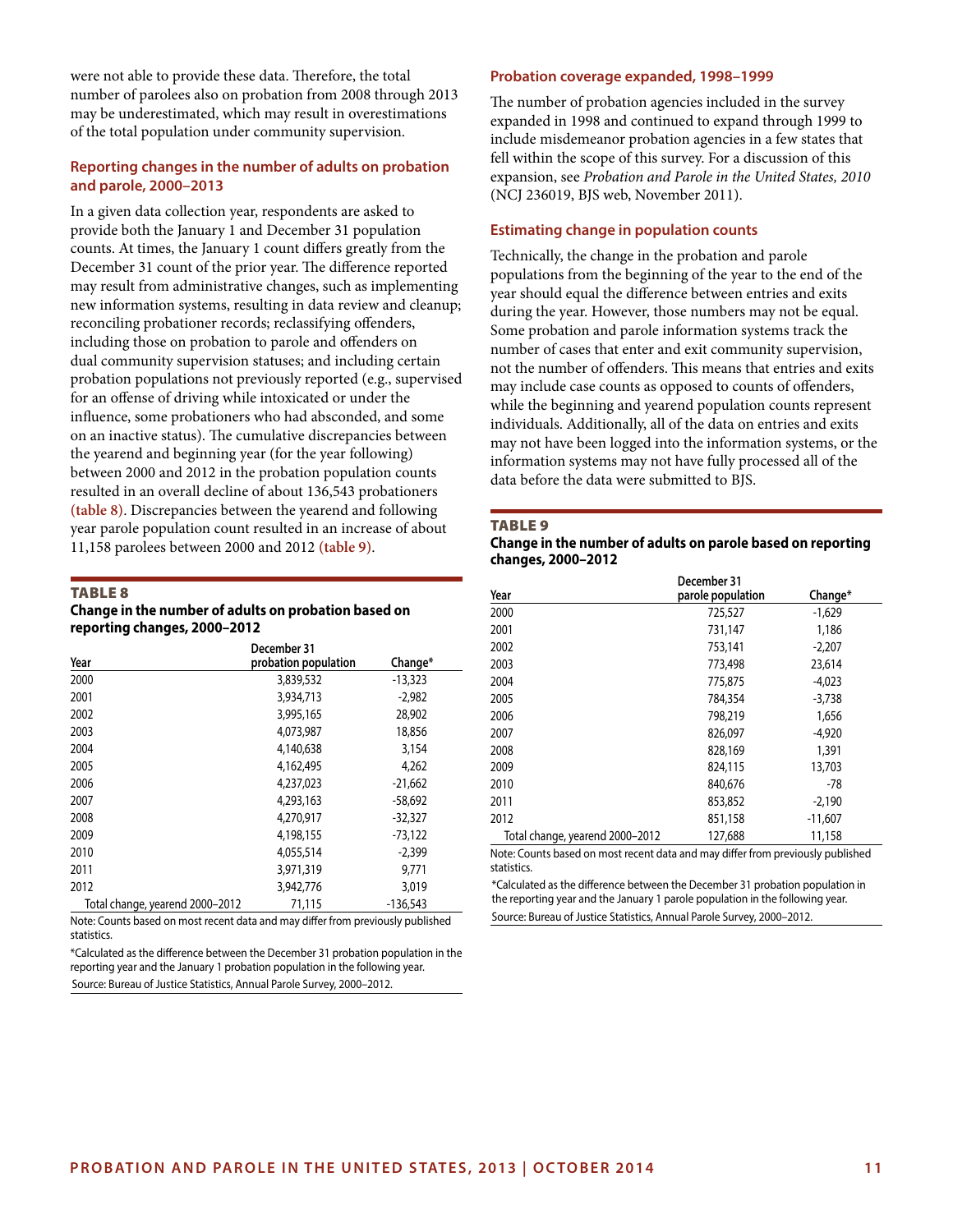were not able to provide these data. Therefore, the total number of parolees also on probation from 2008 through 2013 may be underestimated, which may result in overestimations of the total population under community supervision.

### Reporting changes in the number of adults on probation and parole, 2000–2013

In a given data collection year, respondents are asked to provide both the January 1 and December 31 population counts. At times, the January 1 count differs greatly from the December 31 count of the prior year. The difference reported may result from administrative changes, such as implementing new information systems, resulting in data review and cleanup; reconciling probationer records; reclassifying offenders, including those on probation to parole and offenders on dual community supervision statuses; and including certain probation populations not previously reported (e.g., supervised for an offense of driving while intoxicated or under the influence, some probationers who had absconded, and some on an inactive status). The cumulative discrepancies between the yearend and beginning year (for the year following) between 2000 and 2012 in the probation population counts resulted in an overall decline of about 136,543 probationers **(table 8)**. Discrepancies between the yearend and following year parole population count resulted in an increase of about 11,158 parolees between 2000 and 2012 **(table 9)**.

**TABLE 8**
**Change in the number of adults on probation based on reporting changes, 2000–2012**

| Year | December 31 probation population | Change* |
|---|---|---|
| 2000 | 3,839,532 | -13,323 |
| 2001 | 3,934,713 | -2,982 |
| 2002 | 3,995,165 | 28,902 |
| 2003 | 4,073,987 | 18,856 |
| 2004 | 4,140,638 | 3,154 |
| 2005 | 4,162,495 | 4,262 |
| 2006 | 4,237,023 | -21,662 |
| 2007 | 4,293,163 | -58,692 |
| 2008 | 4,270,917 | -32,327 |
| 2009 | 4,198,155 | -73,122 |
| 2010 | 4,055,514 | -2,399 |
| 2011 | 3,971,319 | 9,771 |
| 2012 | 3,942,776 | 3,019 |
| Total change, yearend 2000–2012 | 71,115 | -136,543 |

Note: Counts based on most recent data and may differ from previously published statistics.

*Calculated as the difference between the December 31 probation population in the reporting year and the January 1 probation population in the following year.

Source: Bureau of Justice Statistics, Annual Parole Survey, 2000–2012.

### Probation coverage expanded, 1998–1999

The number of probation agencies included in the survey expanded in 1998 and continued to expand through 1999 to include misdemeanor probation agencies in a few states that fell within the scope of this survey. For a discussion of this expansion, see *Probation and Parole in the United States, 2010* (NCJ 236019, BJS web, November 2011).

### Estimating change in population counts

Technically, the change in the probation and parole populations from the beginning of the year to the end of the year should equal the difference between entries and exits during the year. However, those numbers may not be equal. Some probation and parole information systems track the number of cases that enter and exit community supervision, not the number of offenders. This means that entries and exits may include case counts as opposed to counts of offenders, while the beginning and yearend population counts represent individuals. Additionally, all of the data on entries and exits may not have been logged into the information systems, or the information systems may not have fully processed all of the data before the data were submitted to BJS.

**TABLE 9**
**Change in the number of adults on parole based on reporting changes, 2000–2012**

| Year | December 31 parole population | Change* |
|---|---|---|
| 2000 | 725,527 | -1,629 |
| 2001 | 731,147 | 1,186 |
| 2002 | 753,141 | -2,207 |
| 2003 | 773,498 | 23,614 |
| 2004 | 775,875 | -4,023 |
| 2005 | 784,354 | -3,738 |
| 2006 | 798,219 | 1,656 |
| 2007 | 826,097 | -4,920 |
| 2008 | 828,169 | 1,391 |
| 2009 | 824,115 | 13,703 |
| 2010 | 840,676 | -78 |
| 2011 | 853,852 | -2,190 |
| 2012 | 851,158 | -11,607 |
| Total change, yearend 2000–2012 | 127,688 | 11,158 |

Note: Counts based on most recent data and may differ from previously published statistics.

*Calculated as the difference between the December 31 probation population in the reporting year and the January 1 parole population in the following year.

Source: Bureau of Justice Statistics, Annual Parole Survey, 2000–2012.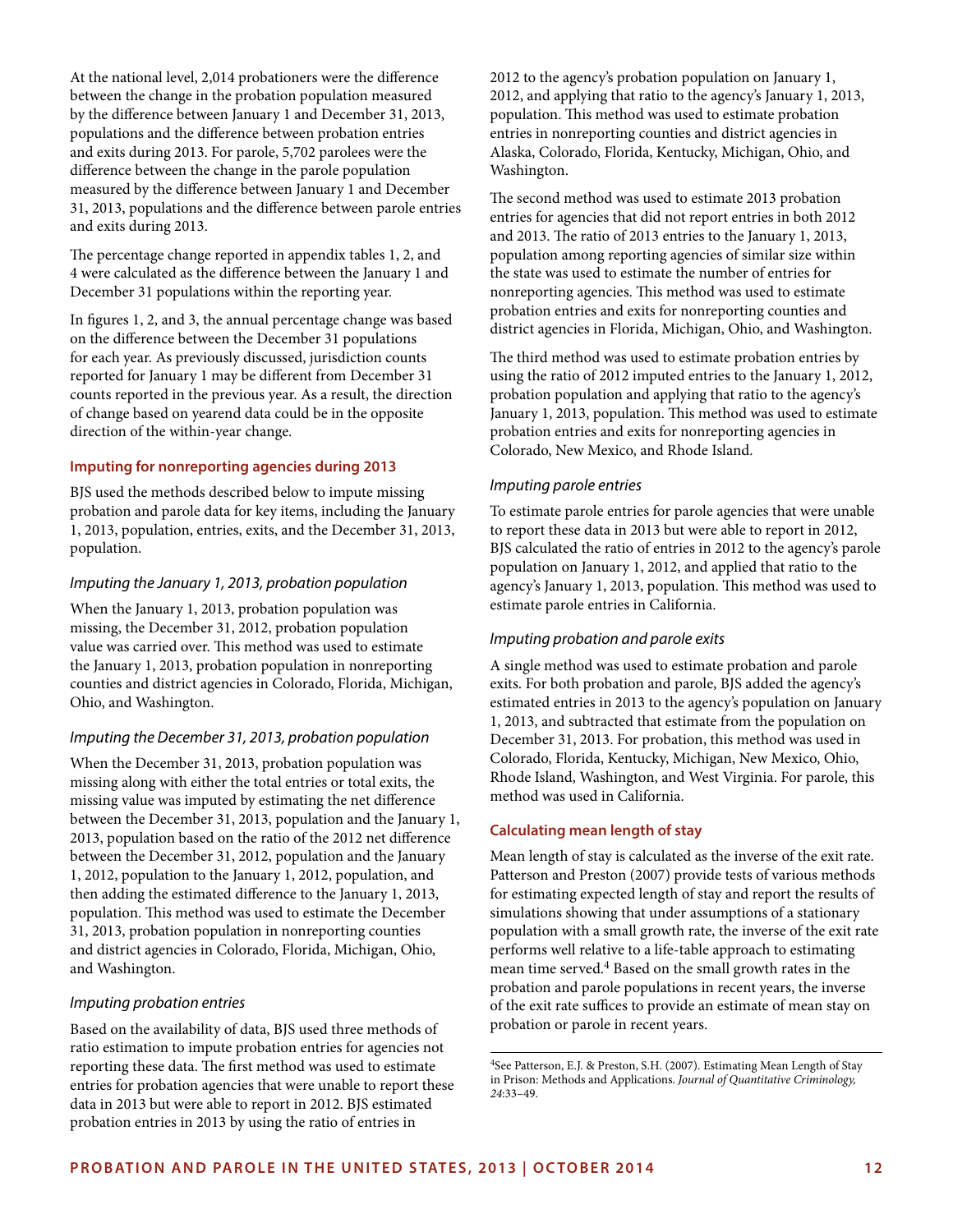At the national level, 2,014 probationers were the difference between the change in the probation population measured by the difference between January 1 and December 31, 2013, populations and the difference between probation entries and exits during 2013. For parole, 5,702 parolees were the difference between the change in the parole population measured by the difference between January 1 and December 31, 2013, populations and the difference between parole entries and exits during 2013.

The percentage change reported in appendix tables 1, 2, and 4 were calculated as the difference between the January 1 and December 31 populations within the reporting year.

In figures 1, 2, and 3, the annual percentage change was based on the difference between the December 31 populations for each year. As previously discussed, jurisdiction counts reported for January 1 may be different from December 31 counts reported in the previous year. As a result, the direction of change based on yearend data could be in the opposite direction of the within-year change.

## Imputing for nonreporting agencies during 2013

BJS used the methods described below to impute missing probation and parole data for key items, including the January 1, 2013, population, entries, exits, and the December 31, 2013, population.

### *Imputing the January 1, 2013, probation population*

When the January 1, 2013, probation population was missing, the December 31, 2012, probation population value was carried over. This method was used to estimate the January 1, 2013, probation population in nonreporting counties and district agencies in Colorado, Florida, Michigan, Ohio, and Washington.

### *Imputing the December 31, 2013, probation population*

When the December 31, 2013, probation population was missing along with either the total entries or total exits, the missing value was imputed by estimating the net difference between the December 31, 2013, population and the January 1, 2013, population based on the ratio of the 2012 net difference between the December 31, 2012, population and the January 1, 2012, population to the January 1, 2012, population, and then adding the estimated difference to the January 1, 2013, population. This method was used to estimate the December 31, 2013, probation population in nonreporting counties and district agencies in Colorado, Florida, Michigan, Ohio, and Washington.

### *Imputing probation entries*

Based on the availability of data, BJS used three methods of ratio estimation to impute probation entries for agencies not reporting these data. The first method was used to estimate entries for probation agencies that were unable to report these data in 2013 but were able to report in 2012. BJS estimated probation entries in 2013 by using the ratio of entries in 2012 to the agency's probation population on January 1, 2012, and applying that ratio to the agency's January 1, 2013, population. This method was used to estimate probation entries in nonreporting counties and district agencies in Alaska, Colorado, Florida, Kentucky, Michigan, Ohio, and Washington.

The second method was used to estimate 2013 probation entries for agencies that did not report entries in both 2012 and 2013. The ratio of 2013 entries to the January 1, 2013, population among reporting agencies of similar size within the state was used to estimate the number of entries for nonreporting agencies. This method was used to estimate probation entries and exits for nonreporting counties and district agencies in Florida, Michigan, Ohio, and Washington.

The third method was used to estimate probation entries by using the ratio of 2012 imputed entries to the January 1, 2012, probation population and applying that ratio to the agency's January 1, 2013, population. This method was used to estimate probation entries and exits for nonreporting agencies in Colorado, New Mexico, and Rhode Island.

### *Imputing parole entries*

To estimate parole entries for parole agencies that were unable to report these data in 2013 but were able to report in 2012, BJS calculated the ratio of entries in 2012 to the agency's parole population on January 1, 2012, and applied that ratio to the agency's January 1, 2013, population. This method was used to estimate parole entries in California.

### *Imputing probation and parole exits*

A single method was used to estimate probation and parole exits. For both probation and parole, BJS added the agency's estimated entries in 2013 to the agency's population on January 1, 2013, and subtracted that estimate from the population on December 31, 2013. For probation, this method was used in Colorado, Florida, Kentucky, Michigan, New Mexico, Ohio, Rhode Island, Washington, and West Virginia. For parole, this method was used in California.

## Calculating mean length of stay

Mean length of stay is calculated as the inverse of the exit rate. Patterson and Preston (2007) provide tests of various methods for estimating expected length of stay and report the results of simulations showing that under assumptions of a stationary population with a small growth rate, the inverse of the exit rate performs well relative to a life-table approach to estimating mean time served.[4] Based on the small growth rates in the probation and parole populations in recent years, the inverse of the exit rate suffices to provide an estimate of mean stay on probation or parole in recent years.

---

[4]See Patterson, E.J. & Preston, S.H. (2007). Estimating Mean Length of Stay in Prison: Methods and Applications. *Journal of Quantitative Criminology, 24*:33–49.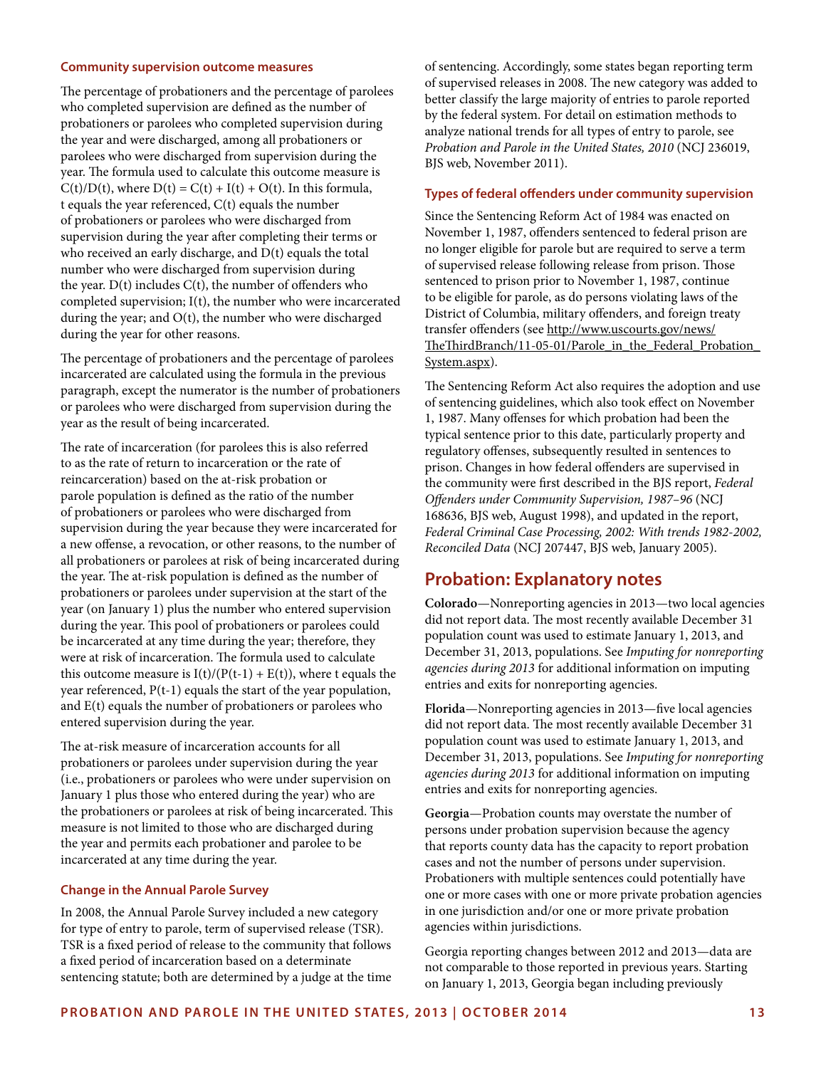### Community supervision outcome measures

The percentage of probationers and the percentage of parolees who completed supervision are defined as the number of probationers or parolees who completed supervision during the year and were discharged, among all probationers or parolees who were discharged from supervision during the year. The formula used to calculate this outcome measure is $C(t)/D(t)$, where $D(t) = C(t) + I(t) + O(t)$. In this formula, t equals the year referenced, $C(t)$ equals the number of probationers or parolees who were discharged from supervision during the year after completing their terms or who received an early discharge, and $D(t)$ equals the total number who were discharged from supervision during the year. $D(t)$ includes $C(t)$, the number of offenders who completed supervision; $I(t)$, the number who were incarcerated during the year; and $O(t)$, the number who were discharged during the year for other reasons.

The percentage of probationers and the percentage of parolees incarcerated are calculated using the formula in the previous paragraph, except the numerator is the number of probationers or parolees who were discharged from supervision during the year as the result of being incarcerated.

The rate of incarceration (for parolees this is also referred to as the rate of return to incarceration or the rate of reincarceration) based on the at-risk probation or parole population is defined as the ratio of the number of probationers or parolees who were discharged from supervision during the year because they were incarcerated for a new offense, a revocation, or other reasons, to the number of all probationers or parolees at risk of being incarcerated during the year. The at-risk population is defined as the number of probationers or parolees under supervision at the start of the year (on January 1) plus the number who entered supervision during the year. This pool of probationers or parolees could be incarcerated at any time during the year; therefore, they were at risk of incarceration. The formula used to calculate this outcome measure is $I(t)/(P(t\text{-}1) + E(t))$, where t equals the year referenced, $P(t\text{-}1)$ equals the start of the year population, and $E(t)$ equals the number of probationers or parolees who entered supervision during the year.

The at-risk measure of incarceration accounts for all probationers or parolees under supervision during the year (i.e., probationers or parolees who were under supervision on January 1 plus those who entered during the year) who are the probationers or parolees at risk of being incarcerated. This measure is not limited to those who are discharged during the year and permits each probationer and parolee to be incarcerated at any time during the year.

### Change in the Annual Parole Survey

In 2008, the Annual Parole Survey included a new category for type of entry to parole, term of supervised release (TSR). TSR is a fixed period of release to the community that follows a fixed period of incarceration based on a determinate sentencing statute; both are determined by a judge at the time of sentencing. Accordingly, some states began reporting term of supervised releases in 2008. The new category was added to better classify the large majority of entries to parole reported by the federal system. For detail on estimation methods to analyze national trends for all types of entry to parole, see *Probation and Parole in the United States, 2010* (NCJ 236019, BJS web, November 2011).

### Types of federal offenders under community supervision

Since the Sentencing Reform Act of 1984 was enacted on November 1, 1987, offenders sentenced to federal prison are no longer eligible for parole but are required to serve a term of supervised release following release from prison. Those sentenced to prison prior to November 1, 1987, continue to be eligible for parole, as do persons violating laws of the District of Columbia, military offenders, and foreign treaty transfer offenders (see http://www.uscourts.gov/news/TheThirdBranch/11-05-01/Parole_in_the_Federal_Probation_System.aspx).

The Sentencing Reform Act also requires the adoption and use of sentencing guidelines, which also took effect on November 1, 1987. Many offenses for which probation had been the typical sentence prior to this date, particularly property and regulatory offenses, subsequently resulted in sentences to prison. Changes in how federal offenders are supervised in the community were first described in the BJS report, *Federal Offenders under Community Supervision, 1987–96* (NCJ 168636, BJS web, August 1998), and updated in the report, *Federal Criminal Case Processing, 2002: With trends 1982-2002, Reconciled Data* (NCJ 207447, BJS web, January 2005).

## Probation: Explanatory notes

**Colorado**—Nonreporting agencies in 2013—two local agencies did not report data. The most recently available December 31 population count was used to estimate January 1, 2013, and December 31, 2013, populations. See *Imputing for nonreporting agencies during 2013* for additional information on imputing entries and exits for nonreporting agencies.

**Florida**—Nonreporting agencies in 2013—five local agencies did not report data. The most recently available December 31 population count was used to estimate January 1, 2013, and December 31, 2013, populations. See *Imputing for nonreporting agencies during 2013* for additional information on imputing entries and exits for nonreporting agencies.

**Georgia**—Probation counts may overstate the number of persons under probation supervision because the agency that reports county data has the capacity to report probation cases and not the number of persons under supervision. Probationers with multiple sentences could potentially have one or more cases with one or more private probation agencies in one jurisdiction and/or one or more private probation agencies within jurisdictions.

Georgia reporting changes between 2012 and 2013—data are not comparable to those reported in previous years. Starting on January 1, 2013, Georgia began including previously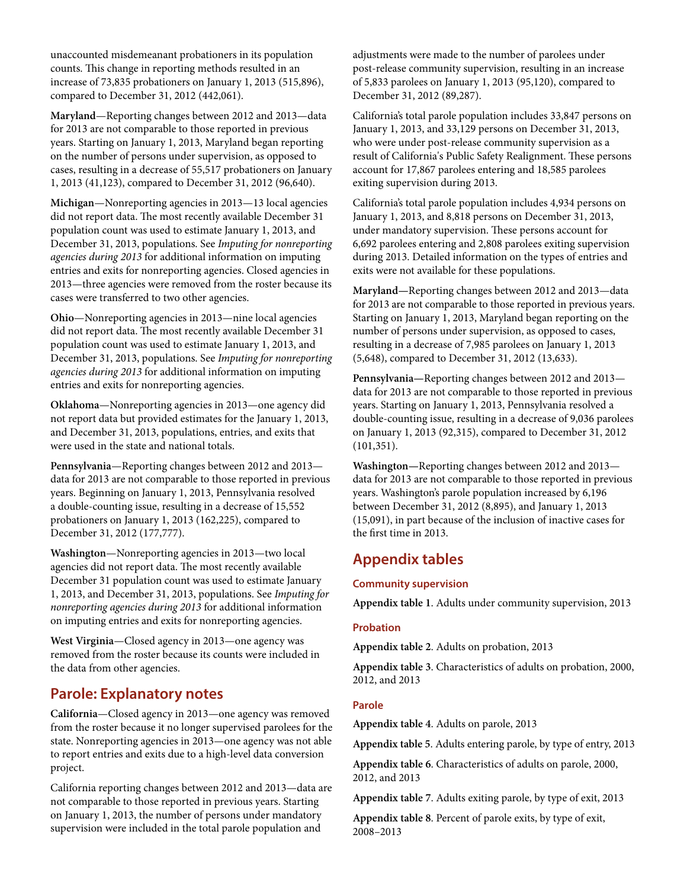unaccounted misdemeanant probationers in its population counts. This change in reporting methods resulted in an increase of 73,835 probationers on January 1, 2013 (515,896), compared to December 31, 2012 (442,061).

**Maryland**—Reporting changes between 2012 and 2013—data for 2013 are not comparable to those reported in previous years. Starting on January 1, 2013, Maryland began reporting on the number of persons under supervision, as opposed to cases, resulting in a decrease of 55,517 probationers on January 1, 2013 (41,123), compared to December 31, 2012 (96,640).

**Michigan**—Nonreporting agencies in 2013—13 local agencies did not report data. The most recently available December 31 population count was used to estimate January 1, 2013, and December 31, 2013, populations. See *Imputing for nonreporting agencies during 2013* for additional information on imputing entries and exits for nonreporting agencies. Closed agencies in 2013—three agencies were removed from the roster because its cases were transferred to two other agencies.

**Ohio**—Nonreporting agencies in 2013—nine local agencies did not report data. The most recently available December 31 population count was used to estimate January 1, 2013, and December 31, 2013, populations. See *Imputing for nonreporting agencies during 2013* for additional information on imputing entries and exits for nonreporting agencies.

**Oklahoma**—Nonreporting agencies in 2013—one agency did not report data but provided estimates for the January 1, 2013, and December 31, 2013, populations, entries, and exits that were used in the state and national totals.

**Pennsylvania**—Reporting changes between 2012 and 2013—data for 2013 are not comparable to those reported in previous years. Beginning on January 1, 2013, Pennsylvania resolved a double-counting issue, resulting in a decrease of 15,552 probationers on January 1, 2013 (162,225), compared to December 31, 2012 (177,777).

**Washington**—Nonreporting agencies in 2013—two local agencies did not report data. The most recently available December 31 population count was used to estimate January 1, 2013, and December 31, 2013, populations. See *Imputing for nonreporting agencies during 2013* for additional information on imputing entries and exits for nonreporting agencies.

**West Virginia**—Closed agency in 2013—one agency was removed from the roster because its counts were included in the data from other agencies.

## Parole: Explanatory notes

**California**—Closed agency in 2013—one agency was removed from the roster because it no longer supervised parolees for the state. Nonreporting agencies in 2013—one agency was not able to report entries and exits due to a high-level data conversion project.

California reporting changes between 2012 and 2013—data are not comparable to those reported in previous years. Starting on January 1, 2013, the number of persons under mandatory supervision were included in the total parole population and adjustments were made to the number of parolees under post-release community supervision, resulting in an increase of 5,833 parolees on January 1, 2013 (95,120), compared to December 31, 2012 (89,287).

California's total parole population includes 33,847 persons on January 1, 2013, and 33,129 persons on December 31, 2013, who were under post-release community supervision as a result of California's Public Safety Realignment. These persons account for 17,867 parolees entering and 18,585 parolees exiting supervision during 2013.

California's total parole population includes 4,934 persons on January 1, 2013, and 8,818 persons on December 31, 2013, under mandatory supervision. These persons account for 6,692 parolees entering and 2,808 parolees exiting supervision during 2013. Detailed information on the types of entries and exits were not available for these populations.

**Maryland—**Reporting changes between 2012 and 2013—data for 2013 are not comparable to those reported in previous years. Starting on January 1, 2013, Maryland began reporting on the number of persons under supervision, as opposed to cases, resulting in a decrease of 7,985 parolees on January 1, 2013 (5,648), compared to December 31, 2012 (13,633).

**Pennsylvania—**Reporting changes between 2012 and 2013—data for 2013 are not comparable to those reported in previous years. Starting on January 1, 2013, Pennsylvania resolved a double-counting issue, resulting in a decrease of 9,036 parolees on January 1, 2013 (92,315), compared to December 31, 2012 (101,351).

**Washington—**Reporting changes between 2012 and 2013—data for 2013 are not comparable to those reported in previous years. Washington's parole population increased by 6,196 between December 31, 2012 (8,895), and January 1, 2013 (15,091), in part because of the inclusion of inactive cases for the first time in 2013.

## Appendix tables

### Community supervision

**Appendix table 1**. Adults under community supervision, 2013

### Probation

**Appendix table 2**. Adults on probation, 2013

**Appendix table 3**. Characteristics of adults on probation, 2000, 2012, and 2013

### Parole

**Appendix table 4**. Adults on parole, 2013

**Appendix table 5**. Adults entering parole, by type of entry, 2013

**Appendix table 6**. Characteristics of adults on parole, 2000, 2012, and 2013

**Appendix table 7**. Adults exiting parole, by type of exit, 2013

**Appendix table 8**. Percent of parole exits, by type of exit, 2008–2013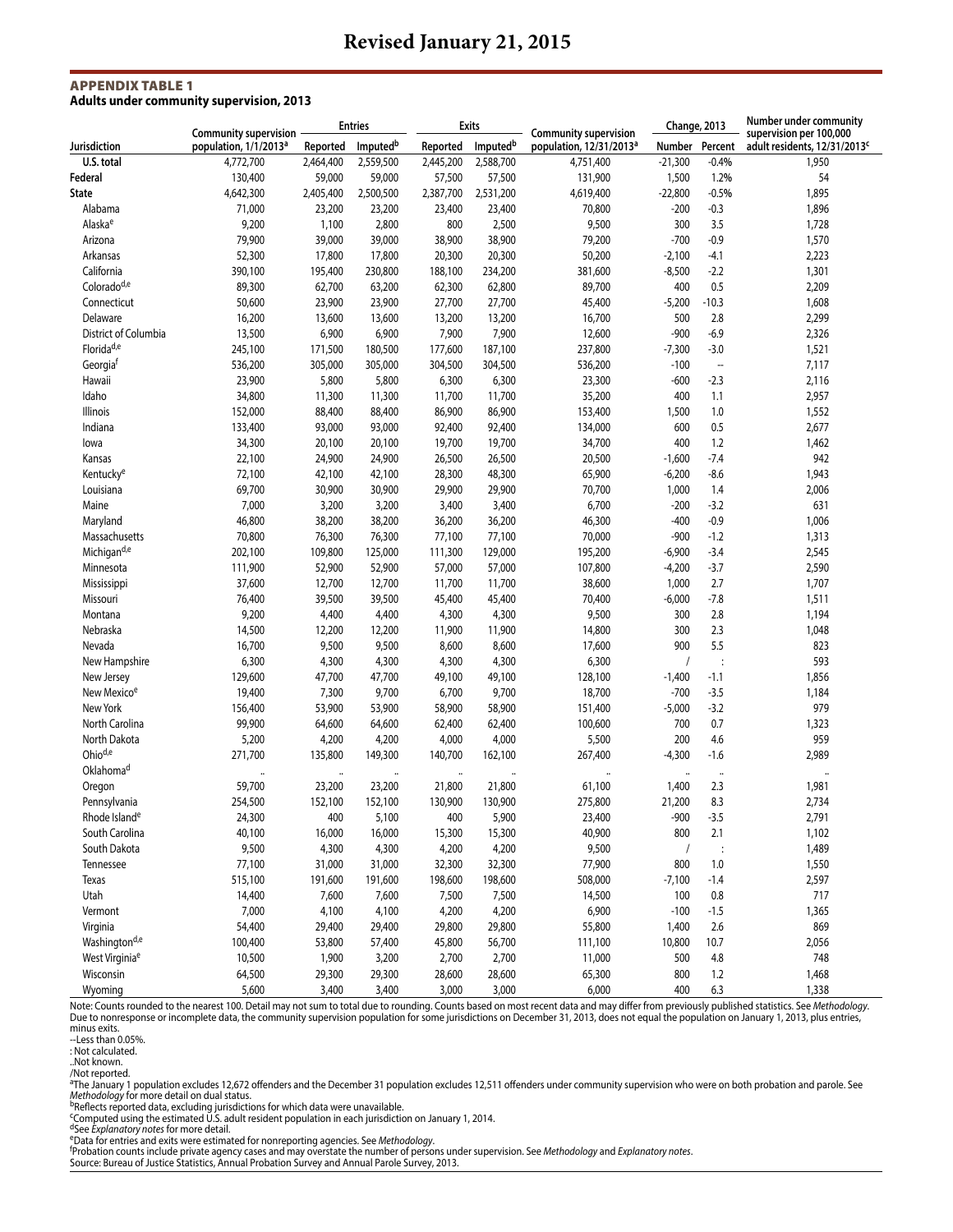**Revised January 21, 2015**

## APPENDIX TABLE 1

**Adults under community supervision, 2013**

| Jurisdiction | Community supervision population, 1/1/2013[a] | Entries | | Exits | | Community supervision population, 12/31/2013[a] | Change, 2013 | | Number under community supervision per 100,000 adult residents, 12/31/2013[c] |
|---|---|---|---|---|---|---|---|---|---|
| | | Reported | Imputed[b] | Reported | Imputed[b] | | Number | Percent | |
| **U.S. total** | 4,772,700 | 2,464,400 | 2,559,500 | 2,445,200 | 2,588,700 | 4,751,400 | -21,300 | -0.4% | 1,950 |
| **Federal** | 130,400 | 59,000 | 59,000 | 57,500 | 57,500 | 131,900 | 1,500 | 1.2% | 54 |
| **State** | 4,642,300 | 2,405,400 | 2,500,500 | 2,387,700 | 2,531,200 | 4,619,400 | -22,800 | -0.5% | 1,895 |
| Alabama | 71,000 | 23,200 | 23,200 | 23,400 | 23,400 | 70,800 | -200 | -0.3 | 1,896 |
| Alaska[e] | 9,200 | 1,100 | 2,800 | 800 | 2,500 | 9,500 | 300 | 3.5 | 1,728 |
| Arizona | 79,900 | 39,000 | 39,000 | 38,900 | 38,900 | 79,200 | -700 | -0.9 | 1,570 |
| Arkansas | 52,300 | 17,800 | 17,800 | 20,300 | 20,300 | 50,200 | -2,100 | -4.1 | 2,223 |
| California | 390,100 | 195,400 | 230,800 | 188,100 | 234,200 | 381,600 | -8,500 | -2.2 | 1,301 |
| Colorado[d,e] | 89,300 | 62,700 | 63,200 | 62,300 | 62,800 | 89,700 | 400 | 0.5 | 2,209 |
| Connecticut | 50,600 | 23,900 | 23,900 | 27,700 | 27,700 | 45,400 | -5,200 | -10.3 | 1,608 |
| Delaware | 16,200 | 13,600 | 13,600 | 13,200 | 13,200 | 16,700 | 500 | 2.8 | 2,299 |
| District of Columbia | 13,500 | 6,900 | 6,900 | 7,900 | 7,900 | 12,600 | -900 | -6.9 | 2,326 |
| Florida[d,e] | 245,100 | 171,500 | 180,500 | 177,600 | 187,100 | 237,800 | -7,300 | -3.0 | 1,521 |
| Georgia[f] | 536,200 | 305,000 | 305,000 | 304,500 | 304,500 | 536,200 | -100 | -- | 7,117 |
| Hawaii | 23,900 | 5,800 | 5,800 | 6,300 | 6,300 | 23,300 | -600 | -2.3 | 2,116 |
| Idaho | 34,800 | 11,300 | 11,300 | 11,700 | 11,700 | 35,200 | 400 | 1.1 | 2,957 |
| Illinois | 152,000 | 88,400 | 88,400 | 86,900 | 86,900 | 153,400 | 1,500 | 1.0 | 1,552 |
| Indiana | 133,400 | 93,000 | 93,000 | 92,400 | 92,400 | 134,000 | 600 | 0.5 | 2,677 |
| Iowa | 34,300 | 20,100 | 20,100 | 19,700 | 19,700 | 34,700 | 400 | 1.2 | 1,462 |
| Kansas | 22,100 | 24,900 | 24,900 | 26,500 | 26,500 | 20,500 | -1,600 | -7.4 | 942 |
| Kentucky[e] | 72,100 | 42,100 | 42,100 | 28,300 | 48,300 | 65,900 | -6,200 | -8.6 | 1,943 |
| Louisiana | 69,700 | 30,900 | 30,900 | 29,900 | 29,900 | 70,700 | 1,000 | 1.4 | 2,006 |
| Maine | 7,000 | 3,200 | 3,200 | 3,400 | 3,400 | 6,700 | -200 | -3.2 | 631 |
| Maryland | 46,800 | 38,200 | 38,200 | 36,200 | 36,200 | 46,300 | -400 | -0.9 | 1,006 |
| Massachusetts | 70,800 | 76,300 | 76,300 | 77,100 | 77,100 | 70,000 | -900 | -1.2 | 1,313 |
| Michigan[d,e] | 202,100 | 109,800 | 125,000 | 111,300 | 129,000 | 195,200 | -6,900 | -3.4 | 2,545 |
| Minnesota | 111,900 | 52,900 | 52,900 | 57,000 | 57,000 | 107,800 | -4,200 | -3.7 | 2,590 |
| Mississippi | 37,600 | 12,700 | 12,700 | 11,700 | 11,700 | 38,600 | 1,000 | 2.7 | 1,707 |
| Missouri | 76,400 | 39,500 | 39,500 | 45,400 | 45,400 | 70,400 | -6,000 | -7.8 | 1,511 |
| Montana | 9,200 | 4,400 | 4,400 | 4,300 | 4,300 | 9,500 | 300 | 2.8 | 1,194 |
| Nebraska | 14,500 | 12,200 | 12,200 | 11,900 | 11,900 | 14,800 | 300 | 2.3 | 1,048 |
| Nevada | 16,700 | 9,500 | 9,500 | 8,600 | 8,600 | 17,600 | 900 | 5.5 | 823 |
| New Hampshire | 6,300 | 4,300 | 4,300 | 4,300 | 4,300 | 6,300 | / | : | 593 |
| New Jersey | 129,600 | 47,700 | 47,700 | 49,100 | 49,100 | 128,100 | -1,400 | -1.1 | 1,856 |
| New Mexico[e] | 19,400 | 7,300 | 9,700 | 6,700 | 9,700 | 18,700 | -700 | -3.5 | 1,184 |
| New York | 156,400 | 53,900 | 53,900 | 58,900 | 58,900 | 151,400 | -5,000 | -3.2 | 979 |
| North Carolina | 99,900 | 64,600 | 64,600 | 62,400 | 62,400 | 100,600 | 700 | 0.7 | 1,323 |
| North Dakota | 5,200 | 4,200 | 4,200 | 4,000 | 4,000 | 5,500 | 200 | 4.6 | 959 |
| Ohio[d,e] | 271,700 | 135,800 | 149,300 | 140,700 | 162,100 | 267,400 | -4,300 | -1.6 | 2,989 |
| Oklahoma[d] | .. | .. | .. | .. | .. | .. | .. | .. | .. |
| Oregon | 59,700 | 23,200 | 23,200 | 21,800 | 21,800 | 61,100 | 1,400 | 2.3 | 1,981 |
| Pennsylvania | 254,500 | 152,100 | 152,100 | 130,900 | 130,900 | 275,800 | 21,200 | 8.3 | 2,734 |
| Rhode Island[e] | 24,300 | 400 | 5,100 | 400 | 5,900 | 23,400 | -900 | -3.5 | 2,791 |
| South Carolina | 40,100 | 16,000 | 16,000 | 15,300 | 15,300 | 40,900 | 800 | 2.1 | 1,102 |
| South Dakota | 9,500 | 4,300 | 4,300 | 4,200 | 4,200 | 9,500 | / | : | 1,489 |
| Tennessee | 77,100 | 31,000 | 31,000 | 32,300 | 32,300 | 77,900 | 800 | 1.0 | 1,550 |
| Texas | 515,100 | 191,600 | 191,600 | 198,600 | 198,600 | 508,000 | -7,100 | -1.4 | 2,597 |
| Utah | 14,400 | 7,600 | 7,600 | 7,500 | 7,500 | 14,500 | 100 | 0.8 | 717 |
| Vermont | 7,000 | 4,100 | 4,100 | 4,200 | 4,200 | 6,900 | -100 | -1.5 | 1,365 |
| Virginia | 54,400 | 29,400 | 29,400 | 29,800 | 29,800 | 55,800 | 1,400 | 2.6 | 869 |
| Washington[d,e] | 100,400 | 53,800 | 57,400 | 45,800 | 56,700 | 111,100 | 10,800 | 10.7 | 2,056 |
| West Virginia[e] | 10,500 | 1,900 | 3,200 | 2,700 | 2,700 | 11,000 | 500 | 4.8 | 748 |
| Wisconsin | 64,500 | 29,300 | 29,300 | 28,600 | 28,600 | 65,300 | 800 | 1.2 | 1,468 |
| Wyoming | 5,600 | 3,400 | 3,400 | 3,000 | 3,000 | 6,000 | 400 | 6.3 | 1,338 |

Note: Counts rounded to the nearest 100. Detail may not sum to total due to rounding. Counts based on most recent data and may differ from previously published statistics. See *Methodology*. Due to nonresponse or incomplete data, the community supervision population for some jurisdictions on December 31, 2013, does not equal the population on January 1, 2013, plus entries, minus exits.

--Less than 0.05%.

: Not calculated.

..Not known.

/Not reported.

[a]The January 1 population excludes 12,672 offenders and the December 31 population excludes 12,511 offenders under community supervision who were on both probation and parole. See *Methodology* for more detail on dual status.

[b]Reflects reported data, excluding jurisdictions for which data were unavailable.

[c]Computed using the estimated U.S. adult resident population in each jurisdiction on January 1, 2014.

[d]See *Explanatory notes* for more detail.

[e]Data for entries and exits were estimated for nonreporting agencies. See *Methodology*.

[f]Probation counts include private agency cases and may overstate the number of persons under supervision. See *Methodology* and *Explanatory notes*.

Source: Bureau of Justice Statistics, Annual Probation Survey and Annual Parole Survey, 2013.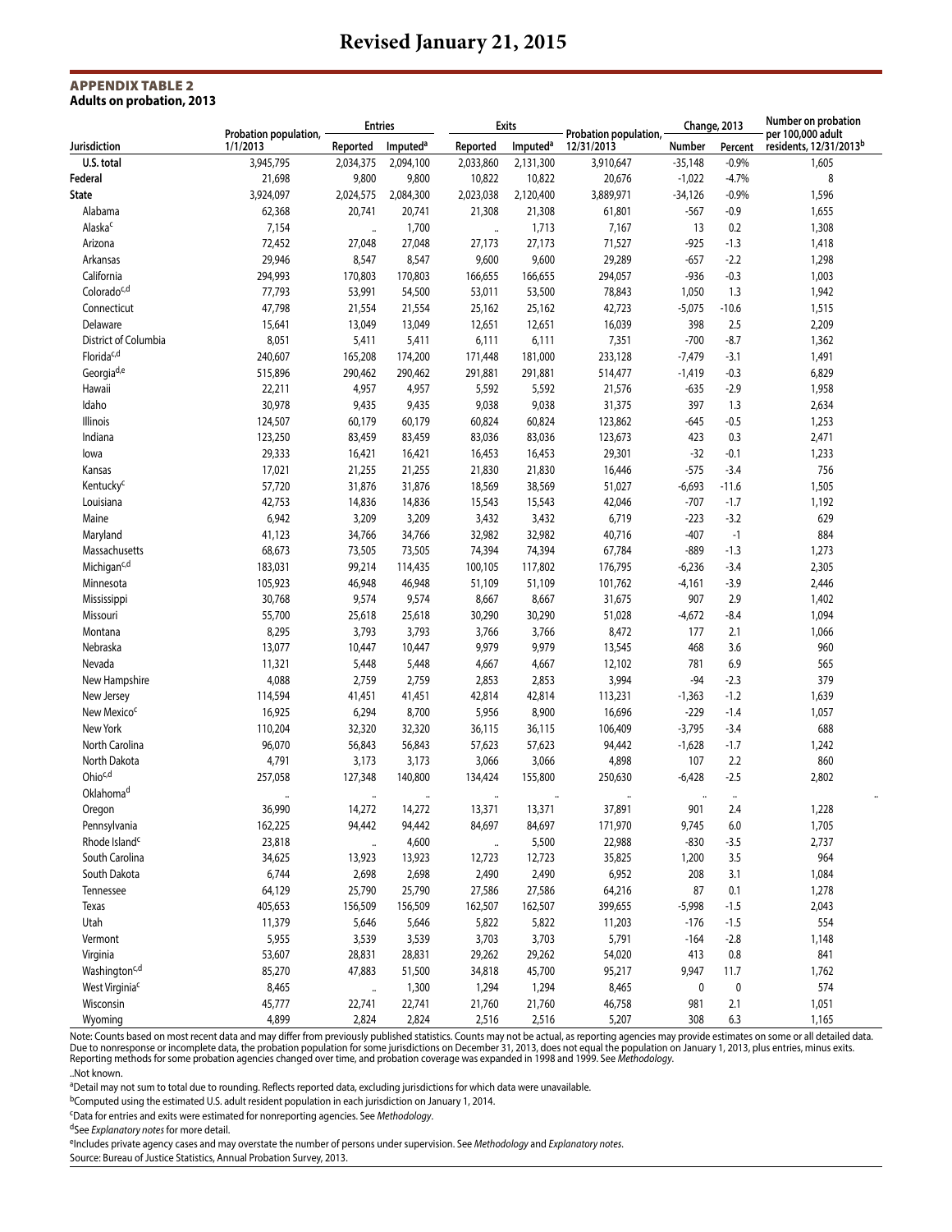## Revised January 21, 2015

**APPENDIX TABLE 2**
**Adults on probation, 2013**

| Jurisdiction | Probation population, 1/1/2013 | Entries | | Exits | | Probation population, 12/31/2013 | Change, 2013 | | Number on probation per 100,000 adult residents, 12/31/2013[b] |
|---|---|---|---|---|---|---|---|---|---|
| | | Reported | Imputed[a] | Reported | Imputed[a] | | Number | Percent | |
| **U.S. total** | 3,945,795 | 2,034,375 | 2,094,100 | 2,033,860 | 2,131,300 | 3,910,647 | -35,148 | -0.9% | 1,605 |
| **Federal** | 21,698 | 9,800 | 9,800 | 10,822 | 10,822 | 20,676 | -1,022 | -4.7% | 8 |
| **State** | 3,924,097 | 2,024,575 | 2,084,300 | 2,023,038 | 2,120,400 | 3,889,971 | -34,126 | -0.9% | 1,596 |
| Alabama | 62,368 | 20,741 | 20,741 | 21,308 | 21,308 | 61,801 | -567 | -0.9 | 1,655 |
| Alaska[c] | 7,154 | .. | 1,700 | .. | 1,713 | 7,167 | 13 | 0.2 | 1,308 |
| Arizona | 72,452 | 27,048 | 27,048 | 27,173 | 27,173 | 71,527 | -925 | -1.3 | 1,418 |
| Arkansas | 29,946 | 8,547 | 8,547 | 9,600 | 9,600 | 29,289 | -657 | -2.2 | 1,298 |
| California | 294,993 | 170,803 | 170,803 | 166,655 | 166,655 | 294,057 | -936 | -0.3 | 1,003 |
| Colorado[c,d] | 77,793 | 53,991 | 54,500 | 53,011 | 53,500 | 78,843 | 1,050 | 1.3 | 1,942 |
| Connecticut | 47,798 | 21,554 | 21,554 | 25,162 | 25,162 | 42,723 | -5,075 | -10.6 | 1,515 |
| Delaware | 15,641 | 13,049 | 13,049 | 12,651 | 12,651 | 16,039 | 398 | 2.5 | 2,209 |
| District of Columbia | 8,051 | 5,411 | 5,411 | 6,111 | 6,111 | 7,351 | -700 | -8.7 | 1,362 |
| Florida[c,d] | 240,607 | 165,208 | 174,200 | 171,448 | 181,000 | 233,128 | -7,479 | -3.1 | 1,491 |
| Georgia[d,e] | 515,896 | 290,462 | 290,462 | 291,881 | 291,881 | 514,477 | -1,419 | -0.3 | 6,829 |
| Hawaii | 22,211 | 4,957 | 4,957 | 5,592 | 5,592 | 21,576 | -635 | -2.9 | 1,958 |
| Idaho | 30,978 | 9,435 | 9,435 | 9,038 | 9,038 | 31,375 | 397 | 1.3 | 2,634 |
| Illinois | 124,507 | 60,179 | 60,179 | 60,824 | 60,824 | 123,862 | -645 | -0.5 | 1,253 |
| Indiana | 123,250 | 83,459 | 83,459 | 83,036 | 83,036 | 123,673 | 423 | 0.3 | 2,471 |
| Iowa | 29,333 | 16,421 | 16,421 | 16,453 | 16,453 | 29,301 | -32 | -0.1 | 1,233 |
| Kansas | 17,021 | 21,255 | 21,255 | 21,830 | 21,830 | 16,446 | -575 | -3.4 | 756 |
| Kentucky[c] | 57,720 | 31,876 | 31,876 | 18,569 | 38,569 | 51,027 | -6,693 | -11.6 | 1,505 |
| Louisiana | 42,753 | 14,836 | 14,836 | 15,543 | 15,543 | 42,046 | -707 | -1.7 | 1,192 |
| Maine | 6,942 | 3,209 | 3,209 | 3,432 | 3,432 | 6,719 | -223 | -3.2 | 629 |
| Maryland | 41,123 | 34,766 | 34,766 | 32,982 | 32,982 | 40,716 | -407 | -1 | 884 |
| Massachusetts | 68,673 | 73,505 | 73,505 | 74,394 | 74,394 | 67,784 | -889 | -1.3 | 1,273 |
| Michigan[c,d] | 183,031 | 99,214 | 114,435 | 100,105 | 117,802 | 176,795 | -6,236 | -3.4 | 2,305 |
| Minnesota | 105,923 | 46,948 | 46,948 | 51,109 | 51,109 | 101,762 | -4,161 | -3.9 | 2,446 |
| Mississippi | 30,768 | 9,574 | 9,574 | 8,667 | 8,667 | 31,675 | 907 | 2.9 | 1,402 |
| Missouri | 55,700 | 25,618 | 25,618 | 30,290 | 30,290 | 51,028 | -4,672 | -8.4 | 1,094 |
| Montana | 8,295 | 3,793 | 3,793 | 3,766 | 3,766 | 8,472 | 177 | 2.1 | 1,066 |
| Nebraska | 13,077 | 10,447 | 10,447 | 9,979 | 9,979 | 13,545 | 468 | 3.6 | 960 |
| Nevada | 11,321 | 5,448 | 5,448 | 4,667 | 4,667 | 12,102 | 781 | 6.9 | 565 |
| New Hampshire | 4,088 | 2,759 | 2,759 | 2,853 | 2,853 | 3,994 | -94 | -2.3 | 379 |
| New Jersey | 114,594 | 41,451 | 41,451 | 42,814 | 42,814 | 113,231 | -1,363 | -1.2 | 1,639 |
| New Mexico[c] | 16,925 | 6,294 | 8,700 | 5,956 | 8,900 | 16,696 | -229 | -1.4 | 1,057 |
| New York | 110,204 | 32,320 | 32,320 | 36,115 | 36,115 | 106,409 | -3,795 | -3.4 | 688 |
| North Carolina | 96,070 | 56,843 | 56,843 | 57,623 | 57,623 | 94,442 | -1,628 | -1.7 | 1,242 |
| North Dakota | 4,791 | 3,173 | 3,173 | 3,066 | 3,066 | 4,898 | 107 | 2.2 | 860 |
| Ohio[c,d] | 257,058 | 127,348 | 140,800 | 134,424 | 155,800 | 250,630 | -6,428 | -2.5 | 2,802 |
| Oklahoma[d] | .. | .. | .. | .. | .. | .. | .. | .. | .. |
| Oregon | 36,990 | 14,272 | 14,272 | 13,371 | 13,371 | 37,891 | 901 | 2.4 | 1,228 |
| Pennsylvania | 162,225 | 94,442 | 94,442 | 84,697 | 84,697 | 171,970 | 9,745 | 6.0 | 1,705 |
| Rhode Island[c] | 23,818 | .. | 4,600 | .. | 5,500 | 22,988 | -830 | -3.5 | 2,737 |
| South Carolina | 34,625 | 13,923 | 13,923 | 12,723 | 12,723 | 35,825 | 1,200 | 3.5 | 964 |
| South Dakota | 6,744 | 2,698 | 2,698 | 2,490 | 2,490 | 6,952 | 208 | 3.1 | 1,084 |
| Tennessee | 64,129 | 25,790 | 25,790 | 27,586 | 27,586 | 64,216 | 87 | 0.1 | 1,278 |
| Texas | 405,653 | 156,509 | 156,509 | 162,507 | 162,507 | 399,655 | -5,998 | -1.5 | 2,043 |
| Utah | 11,379 | 5,646 | 5,646 | 5,822 | 5,822 | 11,203 | -176 | -1.5 | 554 |
| Vermont | 5,955 | 3,539 | 3,539 | 3,703 | 3,703 | 5,791 | -164 | -2.8 | 1,148 |
| Virginia | 53,607 | 28,831 | 28,831 | 29,262 | 29,262 | 54,020 | 413 | 0.8 | 841 |
| Washington[c,d] | 85,270 | 47,883 | 51,500 | 34,818 | 45,700 | 95,217 | 9,947 | 11.7 | 1,762 |
| West Virginia[c] | 8,465 | .. | 1,300 | 1,294 | 1,294 | 8,465 | 0 | 0 | 574 |
| Wisconsin | 45,777 | 22,741 | 22,741 | 21,760 | 21,760 | 46,758 | 981 | 2.1 | 1,051 |
| Wyoming | 4,899 | 2,824 | 2,824 | 2,516 | 2,516 | 5,207 | 308 | 6.3 | 1,165 |

Note: Counts based on most recent data and may differ from previously published statistics. Counts may not be actual, as reporting agencies may provide estimates on some or all detailed data. Due to nonresponse or incomplete data, the probation population for some jurisdictions on December 31, 2013, does not equal the population on January 1, 2013, plus entries, minus exits. Reporting methods for some probation agencies changed over time, and probation coverage was expanded in 1998 and 1999. See *Methodology*.

..Not known.

[a]Detail may not sum to total due to rounding. Reflects reported data, excluding jurisdictions for which data were unavailable.

[b]Computed using the estimated U.S. adult resident population in each jurisdiction on January 1, 2014.

[c]Data for entries and exits were estimated for nonreporting agencies. See *Methodology*.

[d]See *Explanatory notes* for more detail.

[e]Includes private agency cases and may overstate the number of persons under supervision. See *Methodology* and *Explanatory notes*.

Source: Bureau of Justice Statistics, Annual Probation Survey, 2013.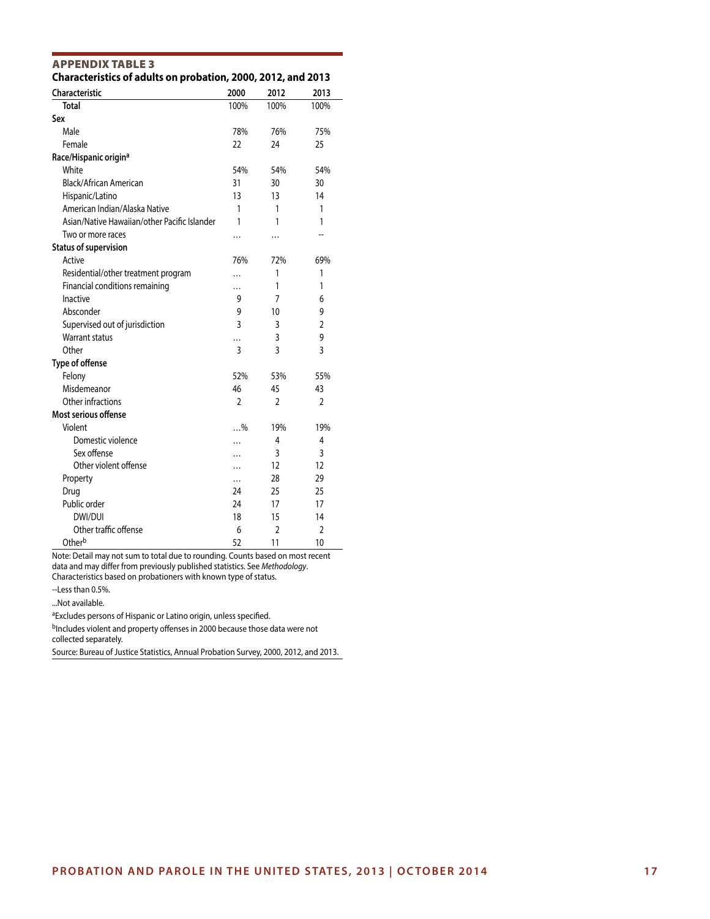## APPENDIX TABLE 3

### Characteristics of adults on probation, 2000, 2012, and 2013

| Characteristic | 2000 | 2012 | 2013 |
|---|---|---|---|
| Total | 100% | 100% | 100% |
| **Sex** | | | |
| Male | 78% | 76% | 75% |
| Female | 22 | 24 | 25 |
| **Race/Hispanic origin**[a] | | | |
| White | 54% | 54% | 54% |
| Black/African American | 31 | 30 | 30 |
| Hispanic/Latino | 13 | 13 | 14 |
| American Indian/Alaska Native | 1 | 1 | 1 |
| Asian/Native Hawaiian/other Pacific Islander | 1 | 1 | 1 |
| Two or more races | … | … | -- |
| **Status of supervision** | | | |
| Active | 76% | 72% | 69% |
| Residential/other treatment program | … | 1 | 1 |
| Financial conditions remaining | … | 1 | 1 |
| Inactive | 9 | 7 | 6 |
| Absconder | 9 | 10 | 9 |
| Supervised out of jurisdiction | 3 | 3 | 2 |
| Warrant status | … | 3 | 9 |
| Other | 3 | 3 | 3 |
| **Type of offense** | | | |
| Felony | 52% | 53% | 55% |
| Misdemeanor | 46 | 45 | 43 |
| Other infractions | 2 | 2 | 2 |
| **Most serious offense** | | | |
| Violent | …% | 19% | 19% |
| Domestic violence | … | 4 | 4 |
| Sex offense | … | 3 | 3 |
| Other violent offense | … | 12 | 12 |
| Property | … | 28 | 29 |
| Drug | 24 | 25 | 25 |
| Public order | 24 | 17 | 17 |
| DWI/DUI | 18 | 15 | 14 |
| Other traffic offense | 6 | 2 | 2 |
| Other[b] | 52 | 11 | 10 |

Note: Detail may not sum to total due to rounding. Counts based on most recent data and may differ from previously published statistics. See *Methodology*. Characteristics based on probationers with known type of status.

--Less than 0.5%.

...Not available.

[a]Excludes persons of Hispanic or Latino origin, unless specified.

[b]Includes violent and property offenses in 2000 because those data were not collected separately.

Source: Bureau of Justice Statistics, Annual Probation Survey, 2000, 2012, and 2013.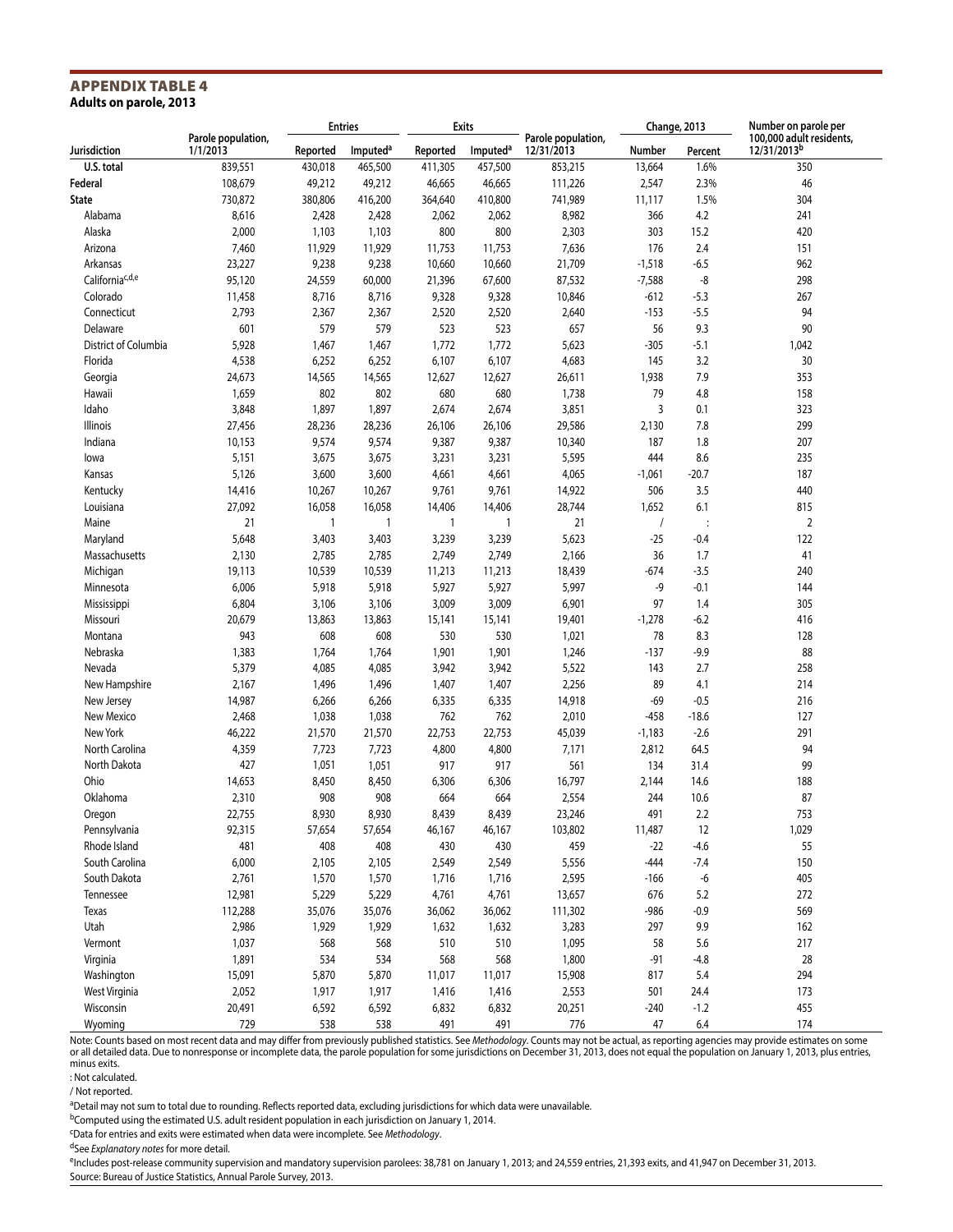## APPENDIX TABLE 4

**Adults on parole, 2013**

| Jurisdiction | Parole population, 1/1/2013 | Entries | | Exits | | Parole population, 12/31/2013 | Change, 2013 | | Number on parole per 100,000 adult residents, 12/31/2013[b] |
|---|---|---|---|---|---|---|---|---|---|
| | | Reported | Imputed[a] | Reported | Imputed[a] | | Number | Percent | |
| **U.S. total** | 839,551 | 430,018 | 465,500 | 411,305 | 457,500 | 853,215 | 13,664 | 1.6% | 350 |
| **Federal** | 108,679 | 49,212 | 49,212 | 46,665 | 46,665 | 111,226 | 2,547 | 2.3% | 46 |
| **State** | 730,872 | 380,806 | 416,200 | 364,640 | 410,800 | 741,989 | 11,117 | 1.5% | 304 |
| Alabama | 8,616 | 2,428 | 2,428 | 2,062 | 2,062 | 8,982 | 366 | 4.2 | 241 |
| Alaska | 2,000 | 1,103 | 1,103 | 800 | 800 | 2,303 | 303 | 15.2 | 420 |
| Arizona | 7,460 | 11,929 | 11,929 | 11,753 | 11,753 | 7,636 | 176 | 2.4 | 151 |
| Arkansas | 23,227 | 9,238 | 9,238 | 10,660 | 10,660 | 21,709 | -1,518 | -6.5 | 962 |
| California[c,d,e] | 95,120 | 24,559 | 60,000 | 21,396 | 67,600 | 87,532 | -7,588 | -8 | 298 |
| Colorado | 11,458 | 8,716 | 8,716 | 9,328 | 9,328 | 10,846 | -612 | -5.3 | 267 |
| Connecticut | 2,793 | 2,367 | 2,367 | 2,520 | 2,520 | 2,640 | -153 | -5.5 | 94 |
| Delaware | 601 | 579 | 579 | 523 | 523 | 657 | 56 | 9.3 | 90 |
| District of Columbia | 5,928 | 1,467 | 1,467 | 1,772 | 1,772 | 5,623 | -305 | -5.1 | 1,042 |
| Florida | 4,538 | 6,252 | 6,252 | 6,107 | 6,107 | 4,683 | 145 | 3.2 | 30 |
| Georgia | 24,673 | 14,565 | 14,565 | 12,627 | 12,627 | 26,611 | 1,938 | 7.9 | 353 |
| Hawaii | 1,659 | 802 | 802 | 680 | 680 | 1,738 | 79 | 4.8 | 158 |
| Idaho | 3,848 | 1,897 | 1,897 | 2,674 | 2,674 | 3,851 | 3 | 0.1 | 323 |
| Illinois | 27,456 | 28,236 | 28,236 | 26,106 | 26,106 | 29,586 | 2,130 | 7.8 | 299 |
| Indiana | 10,153 | 9,574 | 9,574 | 9,387 | 9,387 | 10,340 | 187 | 1.8 | 207 |
| Iowa | 5,151 | 3,675 | 3,675 | 3,231 | 3,231 | 5,595 | 444 | 8.6 | 235 |
| Kansas | 5,126 | 3,600 | 3,600 | 4,661 | 4,661 | 4,065 | -1,061 | -20.7 | 187 |
| Kentucky | 14,416 | 10,267 | 10,267 | 9,761 | 9,761 | 14,922 | 506 | 3.5 | 440 |
| Louisiana | 27,092 | 16,058 | 16,058 | 14,406 | 14,406 | 28,744 | 1,652 | 6.1 | 815 |
| Maine | 21 | 1 | 1 | 1 | 1 | 21 | / | : | 2 |
| Maryland | 5,648 | 3,403 | 3,403 | 3,239 | 3,239 | 5,623 | -25 | -0.4 | 122 |
| Massachusetts | 2,130 | 2,785 | 2,785 | 2,749 | 2,749 | 2,166 | 36 | 1.7 | 41 |
| Michigan | 19,113 | 10,539 | 10,539 | 11,213 | 11,213 | 18,439 | -674 | -3.5 | 240 |
| Minnesota | 6,006 | 5,918 | 5,918 | 5,927 | 5,927 | 5,997 | -9 | -0.1 | 144 |
| Mississippi | 6,804 | 3,106 | 3,106 | 3,009 | 3,009 | 6,901 | 97 | 1.4 | 305 |
| Missouri | 20,679 | 13,863 | 13,863 | 15,141 | 15,141 | 19,401 | -1,278 | -6.2 | 416 |
| Montana | 943 | 608 | 608 | 530 | 530 | 1,021 | 78 | 8.3 | 128 |
| Nebraska | 1,383 | 1,764 | 1,764 | 1,901 | 1,901 | 1,246 | -137 | -9.9 | 88 |
| Nevada | 5,379 | 4,085 | 4,085 | 3,942 | 3,942 | 5,522 | 143 | 2.7 | 258 |
| New Hampshire | 2,167 | 1,496 | 1,496 | 1,407 | 1,407 | 2,256 | 89 | 4.1 | 214 |
| New Jersey | 14,987 | 6,266 | 6,266 | 6,335 | 6,335 | 14,918 | -69 | -0.5 | 216 |
| New Mexico | 2,468 | 1,038 | 1,038 | 762 | 762 | 2,010 | -458 | -18.6 | 127 |
| New York | 46,222 | 21,570 | 21,570 | 22,753 | 22,753 | 45,039 | -1,183 | -2.6 | 291 |
| North Carolina | 4,359 | 7,723 | 7,723 | 4,800 | 4,800 | 7,171 | 2,812 | 64.5 | 94 |
| North Dakota | 427 | 1,051 | 1,051 | 917 | 917 | 561 | 134 | 31.4 | 99 |
| Ohio | 14,653 | 8,450 | 8,450 | 6,306 | 6,306 | 16,797 | 2,144 | 14.6 | 188 |
| Oklahoma | 2,310 | 908 | 908 | 664 | 664 | 2,554 | 244 | 10.6 | 87 |
| Oregon | 22,755 | 8,930 | 8,930 | 8,439 | 8,439 | 23,246 | 491 | 2.2 | 753 |
| Pennsylvania | 92,315 | 57,654 | 57,654 | 46,167 | 46,167 | 103,802 | 11,487 | 12 | 1,029 |
| Rhode Island | 481 | 408 | 408 | 430 | 430 | 459 | -22 | -4.6 | 55 |
| South Carolina | 6,000 | 2,105 | 2,105 | 2,549 | 2,549 | 5,556 | -444 | -7.4 | 150 |
| South Dakota | 2,761 | 1,570 | 1,570 | 1,716 | 1,716 | 2,595 | -166 | -6 | 405 |
| Tennessee | 12,981 | 5,229 | 5,229 | 4,761 | 4,761 | 13,657 | 676 | 5.2 | 272 |
| Texas | 112,288 | 35,076 | 35,076 | 36,062 | 36,062 | 111,302 | -986 | -0.9 | 569 |
| Utah | 2,986 | 1,929 | 1,929 | 1,632 | 1,632 | 3,283 | 297 | 9.9 | 162 |
| Vermont | 1,037 | 568 | 568 | 510 | 510 | 1,095 | 58 | 5.6 | 217 |
| Virginia | 1,891 | 534 | 534 | 568 | 568 | 1,800 | -91 | -4.8 | 28 |
| Washington | 15,091 | 5,870 | 5,870 | 11,017 | 11,017 | 15,908 | 817 | 5.4 | 294 |
| West Virginia | 2,052 | 1,917 | 1,917 | 1,416 | 1,416 | 2,553 | 501 | 24.4 | 173 |
| Wisconsin | 20,491 | 6,592 | 6,592 | 6,832 | 6,832 | 20,251 | -240 | -1.2 | 455 |
| Wyoming | 729 | 538 | 538 | 491 | 491 | 776 | 47 | 6.4 | 174 |

Note: Counts based on most recent data and may differ from previously published statistics. See *Methodology*. Counts may not be actual, as reporting agencies may provide estimates on some or all detailed data. Due to nonresponse or incomplete data, the parole population for some jurisdictions on December 31, 2013, does not equal the population on January 1, 2013, plus entries, minus exits.

: Not calculated.

/ Not reported.

[a]Detail may not sum to total due to rounding. Reflects reported data, excluding jurisdictions for which data were unavailable.

[b]Computed using the estimated U.S. adult resident population in each jurisdiction on January 1, 2014.

[c]Data for entries and exits were estimated when data were incomplete. See *Methodology*.

[d]See *Explanatory notes* for more detail.

[e]Includes post-release community supervision and mandatory supervision parolees: 38,781 on January 1, 2013; and 24,559 entries, 21,393 exits, and 41,947 on December 31, 2013.

Source: Bureau of Justice Statistics, Annual Parole Survey, 2013.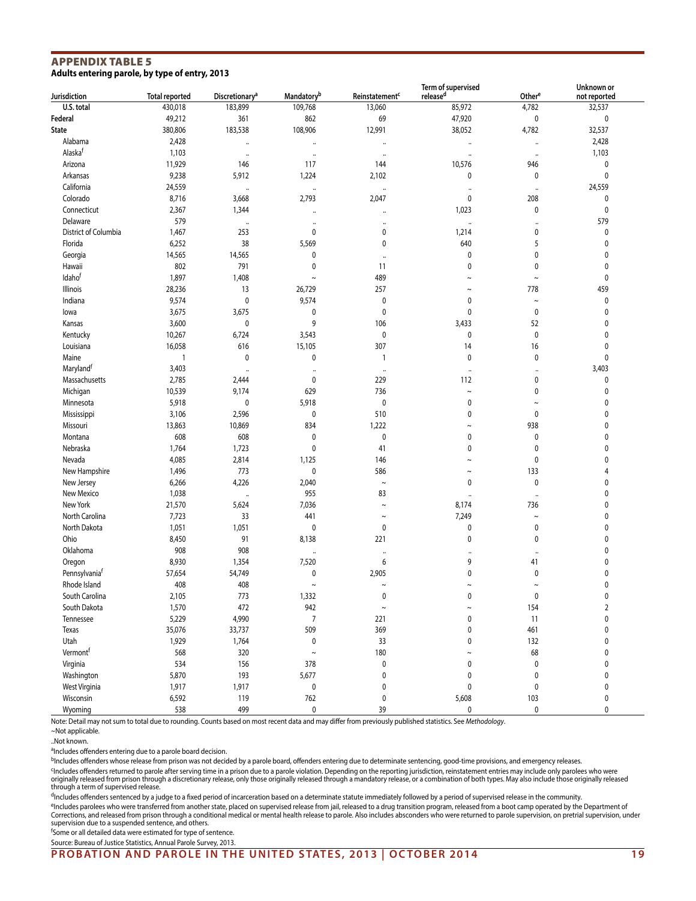## APPENDIX TABLE 5

**Adults entering parole, by type of entry, 2013**

| Jurisdiction | Total reported | Discretionary[a] | Mandatory[b] | Reinstatement[c] | Term of supervised release[d] | Other[e] | Unknown or not reported |
|---|---|---|---|---|---|---|---|
| **U.S. total** | 430,018 | 183,899 | 109,768 | 13,060 | 85,972 | 4,782 | 32,537 |
| **Federal** | 49,212 | 361 | 862 | 69 | 47,920 | 0 | 0 |
| **State** | 380,806 | 183,538 | 108,906 | 12,991 | 38,052 | 4,782 | 32,537 |
| Alabama | 2,428 | .. | .. | .. | .. | .. | 2,428 |
| Alaska[f] | 1,103 | .. | .. | .. | .. | .. | 1,103 |
| Arizona | 11,929 | 146 | 117 | 144 | 10,576 | 946 | 0 |
| Arkansas | 9,238 | 5,912 | 1,224 | 2,102 | 0 | 0 | 0 |
| California | 24,559 | .. | .. | .. | .. | .. | 24,559 |
| Colorado | 8,716 | 3,668 | 2,793 | 2,047 | 0 | 208 | 0 |
| Connecticut | 2,367 | 1,344 | .. | .. | 1,023 | 0 | 0 |
| Delaware | 579 | .. | .. | .. | .. | .. | 579 |
| District of Columbia | 1,467 | 253 | 0 | 0 | 1,214 | 0 | 0 |
| Florida | 6,252 | 38 | 5,569 | 0 | 640 | 5 | 0 |
| Georgia | 14,565 | 14,565 | 0 | .. | 0 | 0 | 0 |
| Hawaii | 802 | 791 | 0 | 11 | 0 | 0 | 0 |
| Idaho[f] | 1,897 | 1,408 | ~ | 489 | ~ | ~ | 0 |
| Illinois | 28,236 | 13 | 26,729 | 257 | ~ | 778 | 459 |
| Indiana | 9,574 | 0 | 9,574 | 0 | 0 | ~ | 0 |
| Iowa | 3,675 | 3,675 | 0 | 0 | 0 | 0 | 0 |
| Kansas | 3,600 | 0 | 9 | 106 | 3,433 | 52 | 0 |
| Kentucky | 10,267 | 6,724 | 3,543 | 0 | 0 | 0 | 0 |
| Louisiana | 16,058 | 616 | 15,105 | 307 | 14 | 16 | 0 |
| Maine | 1 | 0 | 0 | 1 | 0 | 0 | 0 |
| Maryland[f] | 3,403 | .. | .. | .. | .. | .. | 3,403 |
| Massachusetts | 2,785 | 2,444 | 0 | 229 | 112 | 0 | 0 |
| Michigan | 10,539 | 9,174 | 629 | 736 | ~ | 0 | 0 |
| Minnesota | 5,918 | 0 | 5,918 | 0 | 0 | ~ | 0 |
| Mississippi | 3,106 | 2,596 | 0 | 510 | 0 | 0 | 0 |
| Missouri | 13,863 | 10,869 | 834 | 1,222 | ~ | 938 | 0 |
| Montana | 608 | 608 | 0 | 0 | 0 | 0 | 0 |
| Nebraska | 1,764 | 1,723 | 0 | 41 | 0 | 0 | 0 |
| Nevada | 4,085 | 2,814 | 1,125 | 146 | ~ | 0 | 0 |
| New Hampshire | 1,496 | 773 | 0 | 586 | ~ | 133 | 4 |
| New Jersey | 6,266 | 4,226 | 2,040 | ~ | 0 | 0 | 0 |
| New Mexico | 1,038 | .. | 955 | 83 | .. | .. | 0 |
| New York | 21,570 | 5,624 | 7,036 | ~ | 8,174 | 736 | 0 |
| North Carolina | 7,723 | 33 | 441 | ~ | 7,249 | ~ | 0 |
| North Dakota | 1,051 | 1,051 | 0 | 0 | 0 | 0 | 0 |
| Ohio | 8,450 | 91 | 8,138 | 221 | 0 | 0 | 0 |
| Oklahoma | 908 | 908 | .. | .. | .. | .. | 0 |
| Oregon | 8,930 | 1,354 | 7,520 | 6 | 9 | 41 | 0 |
| Pennsylvania[f] | 57,654 | 54,749 | 0 | 2,905 | 0 | 0 | 0 |
| Rhode Island | 408 | 408 | ~ | ~ | ~ | ~ | 0 |
| South Carolina | 2,105 | 773 | 1,332 | 0 | 0 | 0 | 0 |
| South Dakota | 1,570 | 472 | 942 | ~ | ~ | 154 | 2 |
| Tennessee | 5,229 | 4,990 | 7 | 221 | 0 | 11 | 0 |
| Texas | 35,076 | 33,737 | 509 | 369 | 0 | 461 | 0 |
| Utah | 1,929 | 1,764 | 0 | 33 | 0 | 132 | 0 |
| Vermont[f] | 568 | 320 | ~ | 180 | ~ | 68 | 0 |
| Virginia | 534 | 156 | 378 | 0 | 0 | 0 | 0 |
| Washington | 5,870 | 193 | 5,677 | 0 | 0 | 0 | 0 |
| West Virginia | 1,917 | 1,917 | 0 | 0 | 0 | 0 | 0 |
| Wisconsin | 6,592 | 119 | 762 | 0 | 5,608 | 103 | 0 |
| Wyoming | 538 | 499 | 0 | 39 | 0 | 0 | 0 |

Note: Detail may not sum to total due to rounding. Counts based on most recent data and may differ from previously published statistics. See *Methodology*.

~Not applicable.

..Not known.

[a]Includes offenders entering due to a parole board decision.

[b]Includes offenders whose release from prison was not decided by a parole board, offenders entering due to determinate sentencing, good-time provisions, and emergency releases.

[c]Includes offenders returned to parole after serving time in a prison due to a parole violation. Depending on the reporting jurisdiction, reinstatement entries may include only parolees who were originally released from prison through a discretionary release, only those originally released through a mandatory release, or a combination of both types. May also include those originally released through a term of supervised release.

[d]Includes offenders sentenced by a judge to a fixed period of incarceration based on a determinate statute immediately followed by a period of supervised release in the community.

[e]Includes parolees who were transferred from another state, placed on supervised release from jail, released to a drug transition program, released from a boot camp operated by the Department of Corrections, and released from prison through a conditional medical or mental health release to parole. Also includes absconders who were returned to parole supervision, on pretrial supervision, under supervision due to a suspended sentence, and others.

[f]Some or all detailed data were estimated for type of sentence.

Source: Bureau of Justice Statistics, Annual Parole Survey, 2013.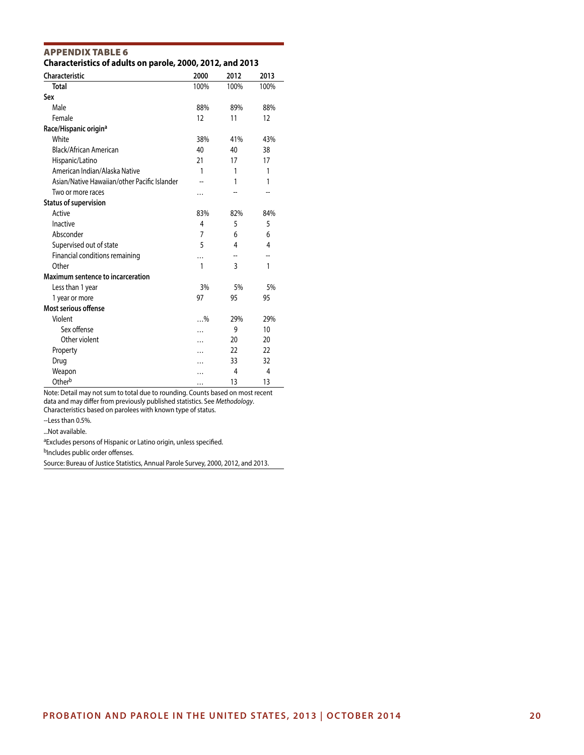## APPENDIX TABLE 6

**Characteristics of adults on parole, 2000, 2012, and 2013**

| Characteristic | 2000 | 2012 | 2013 |
|---|---|---|---|
| **Total** | 100% | 100% | 100% |
| **Sex** | | | |
| Male | 88% | 89% | 88% |
| Female | 12 | 11 | 12 |
| **Race/Hispanic origin**[a] | | | |
| White | 38% | 41% | 43% |
| Black/African American | 40 | 40 | 38 |
| Hispanic/Latino | 21 | 17 | 17 |
| American Indian/Alaska Native | 1 | 1 | 1 |
| Asian/Native Hawaiian/other Pacific Islander | -- | 1 | 1 |
| Two or more races | … | -- | -- |
| **Status of supervision** | | | |
| Active | 83% | 82% | 84% |
| Inactive | 4 | 5 | 5 |
| Absconder | 7 | 6 | 6 |
| Supervised out of state | 5 | 4 | 4 |
| Financial conditions remaining | … | -- | -- |
| Other | 1 | 3 | 1 |
| **Maximum sentence to incarceration** | | | |
| Less than 1 year | 3% | 5% | 5% |
| 1 year or more | 97 | 95 | 95 |
| **Most serious offense** | | | |
| Violent | …% | 29% | 29% |
| Sex offense | … | 9 | 10 |
| Other violent | … | 20 | 20 |
| Property | … | 22 | 22 |
| Drug | … | 33 | 32 |
| Weapon | … | 4 | 4 |
| Other[b] | … | 13 | 13 |

Note: Detail may not sum to total due to rounding. Counts based on most recent data and may differ from previously published statistics. See *Methodology*. Characteristics based on parolees with known type of status.

--Less than 0.5%.

...Not available.

[a]Excludes persons of Hispanic or Latino origin, unless specified.

[b]Includes public order offenses.

Source: Bureau of Justice Statistics, Annual Parole Survey, 2000, 2012, and 2013.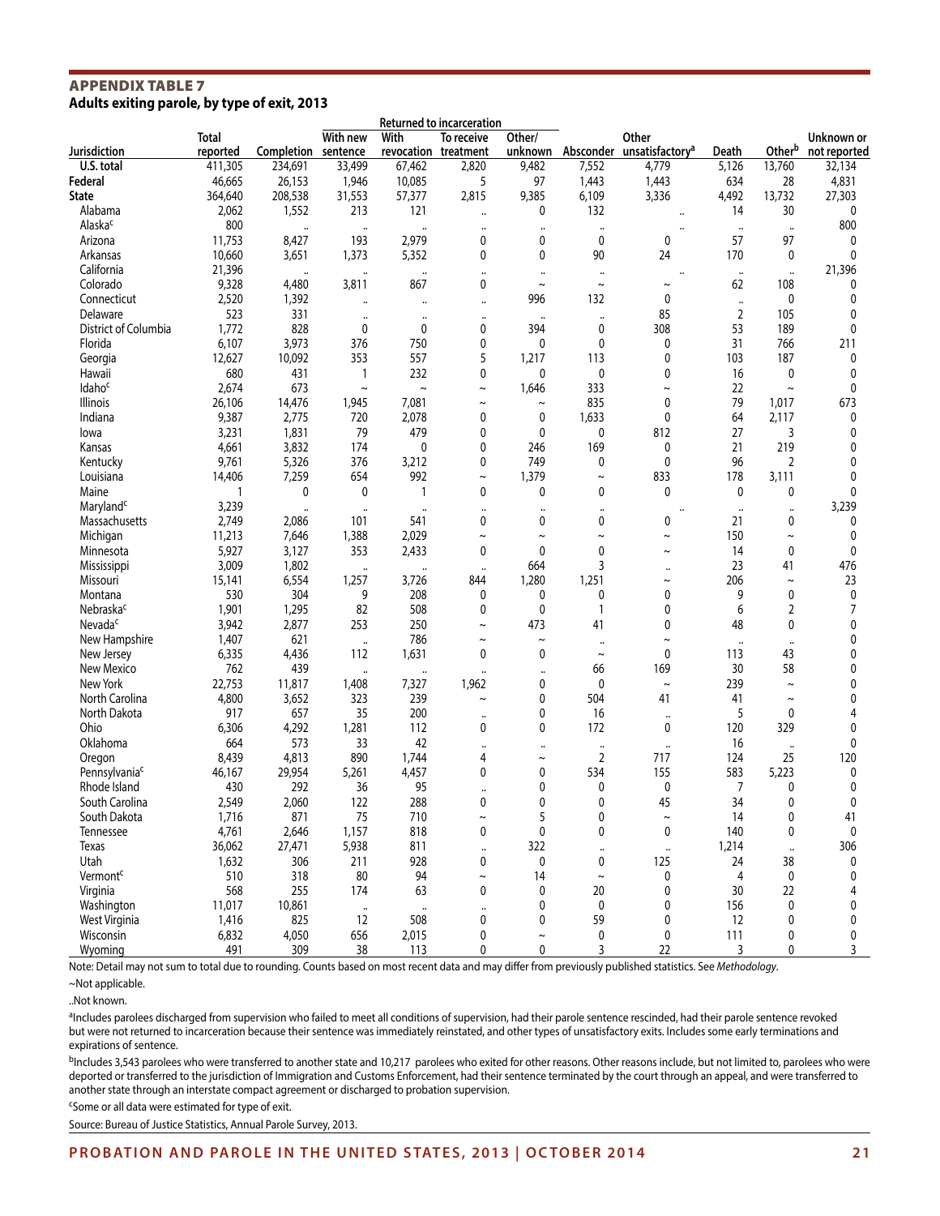## APPENDIX TABLE 7
**Adults exiting parole, by type of exit, 2013**

| Jurisdiction | Total reported | Completion | Returned to incarceration: With new sentence | Returned to incarceration: With revocation | Returned to incarceration: To receive treatment | Returned to incarceration: Other/unknown | Absconder | Other unsatisfactory[a] | Death | Other[b] | Unknown or not reported |
|---|---|---|---|---|---|---|---|---|---|---|---|
| **U.S. total** | 411,305 | 234,691 | 33,499 | 67,462 | 2,820 | 9,482 | 7,552 | 4,779 | 5,126 | 13,760 | 32,134 |
| **Federal** | 46,665 | 26,153 | 1,946 | 10,085 | 5 | 97 | 1,443 | 1,443 | 634 | 28 | 4,831 |
| **State** | 364,640 | 208,538 | 31,553 | 57,377 | 2,815 | 9,385 | 6,109 | 3,336 | 4,492 | 13,732 | 27,303 |
| Alabama | 2,062 | 1,552 | 213 | 121 | .. | 0 | 132 | .. | 14 | 30 | 0 |
| Alaska[c] | 800 | .. | .. | .. | .. | .. | .. | .. | .. | .. | 800 |
| Arizona | 11,753 | 8,427 | 193 | 2,979 | 0 | 0 | 0 | 0 | 57 | 97 | 0 |
| Arkansas | 10,660 | 3,651 | 1,373 | 5,352 | 0 | 0 | 90 | 24 | 170 | 0 | 0 |
| California | 21,396 | .. | .. | .. | .. | .. | .. | .. | .. | .. | 21,396 |
| Colorado | 9,328 | 4,480 | 3,811 | 867 | 0 | ~ | ~ | ~ | 62 | 108 | 0 |
| Connecticut | 2,520 | 1,392 | .. | .. | .. | 996 | 132 | 0 | .. | 0 | 0 |
| Delaware | 523 | 331 | .. | .. | .. | .. | .. | 85 | 2 | 105 | 0 |
| District of Columbia | 1,772 | 828 | 0 | 0 | 0 | 394 | 0 | 308 | 53 | 189 | 0 |
| Florida | 6,107 | 3,973 | 376 | 750 | 0 | 0 | 0 | 0 | 31 | 766 | 211 |
| Georgia | 12,627 | 10,092 | 353 | 557 | 5 | 1,217 | 113 | 0 | 103 | 187 | 0 |
| Hawaii | 680 | 431 | 1 | 232 | 0 | 0 | 0 | 0 | 16 | 0 | 0 |
| Idaho[c] | 2,674 | 673 | ~ | ~ | ~ | 1,646 | 333 | ~ | 22 | ~ | 0 |
| Illinois | 26,106 | 14,476 | 1,945 | 7,081 | ~ | ~ | 835 | 0 | 79 | 1,017 | 673 |
| Indiana | 9,387 | 2,775 | 720 | 2,078 | 0 | 0 | 1,633 | 0 | 64 | 2,117 | 0 |
| Iowa | 3,231 | 1,831 | 79 | 479 | 0 | 0 | 0 | 812 | 27 | 3 | 0 |
| Kansas | 4,661 | 3,832 | 174 | 0 | 0 | 246 | 169 | 0 | 21 | 219 | 0 |
| Kentucky | 9,761 | 5,326 | 376 | 3,212 | 0 | 749 | 0 | 0 | 96 | 2 | 0 |
| Louisiana | 14,406 | 7,259 | 654 | 992 | ~ | 1,379 | ~ | 833 | 178 | 3,111 | 0 |
| Maine | 1 | 0 | 0 | 1 | 0 | 0 | 0 | 0 | 0 | 0 | 0 |
| Maryland[c] | 3,239 | .. | .. | .. | .. | .. | .. | .. | .. | .. | 3,239 |
| Massachusetts | 2,749 | 2,086 | 101 | 541 | 0 | 0 | 0 | 0 | 21 | 0 | 0 |
| Michigan | 11,213 | 7,646 | 1,388 | 2,029 | ~ | ~ | ~ | ~ | 150 | ~ | 0 |
| Minnesota | 5,927 | 3,127 | 353 | 2,433 | 0 | 0 | 0 | ~ | 14 | 0 | 0 |
| Mississippi | 3,009 | 1,802 | .. | .. | .. | 664 | 3 | .. | 23 | 41 | 476 |
| Missouri | 15,141 | 6,554 | 1,257 | 3,726 | 844 | 1,280 | 1,251 | ~ | 206 | ~ | 23 |
| Montana | 530 | 304 | 9 | 208 | 0 | 0 | 0 | 0 | 9 | 0 | 0 |
| Nebraska[c] | 1,901 | 1,295 | 82 | 508 | 0 | 0 | 1 | 0 | 6 | 2 | 7 |
| Nevada[c] | 3,942 | 2,877 | 253 | 250 | ~ | 473 | 41 | 0 | 48 | 0 | 0 |
| New Hampshire | 1,407 | 621 | .. | 786 | ~ | ~ | .. | ~ | .. | .. | 0 |
| New Jersey | 6,335 | 4,436 | 112 | 1,631 | 0 | 0 | ~ | 0 | 113 | 43 | 0 |
| New Mexico | 762 | 439 | .. | .. | .. | .. | 66 | 169 | 30 | 58 | 0 |
| New York | 22,753 | 11,817 | 1,408 | 7,327 | 1,962 | 0 | 0 | ~ | 239 | ~ | 0 |
| North Carolina | 4,800 | 3,652 | 323 | 239 | ~ | 0 | 504 | 41 | 41 | ~ | 0 |
| North Dakota | 917 | 657 | 35 | 200 | .. | 0 | 16 | .. | 5 | 0 | 4 |
| Ohio | 6,306 | 4,292 | 1,281 | 112 | 0 | 0 | 172 | 0 | 120 | 329 | 0 |
| Oklahoma | 664 | 573 | 33 | 42 | .. | .. | .. | .. | 16 | .. | 0 |
| Oregon | 8,439 | 4,813 | 890 | 1,744 | 4 | ~ | 2 | 717 | 124 | 25 | 120 |
| Pennsylvania[c] | 46,167 | 29,954 | 5,261 | 4,457 | 0 | 0 | 534 | 155 | 583 | 5,223 | 0 |
| Rhode Island | 430 | 292 | 36 | 95 | .. | 0 | 0 | 0 | 7 | 0 | 0 |
| South Carolina | 2,549 | 2,060 | 122 | 288 | 0 | 0 | 0 | 45 | 34 | 0 | 0 |
| South Dakota | 1,716 | 871 | 75 | 710 | ~ | 5 | 0 | ~ | 14 | 0 | 41 |
| Tennessee | 4,761 | 2,646 | 1,157 | 818 | 0 | 0 | 0 | 0 | 140 | 0 | 0 |
| Texas | 36,062 | 27,471 | 5,938 | 811 | .. | 322 | .. | .. | 1,214 | .. | 306 |
| Utah | 1,632 | 306 | 211 | 928 | 0 | 0 | 0 | 125 | 24 | 38 | 0 |
| Vermont[c] | 510 | 318 | 80 | 94 | ~ | 14 | ~ | 0 | 4 | 0 | 0 |
| Virginia | 568 | 255 | 174 | 63 | 0 | 0 | 20 | 0 | 30 | 22 | 4 |
| Washington | 11,017 | 10,861 | .. | .. | .. | 0 | 0 | 0 | 156 | 0 | 0 |
| West Virginia | 1,416 | 825 | 12 | 508 | 0 | 0 | 59 | 0 | 12 | 0 | 0 |
| Wisconsin | 6,832 | 4,050 | 656 | 2,015 | 0 | ~ | 0 | 0 | 111 | 0 | 0 |
| Wyoming | 491 | 309 | 38 | 113 | 0 | 0 | 3 | 22 | 3 | 0 | 3 |

Note: Detail may not sum to total due to rounding. Counts based on most recent data and may differ from previously published statistics. See *Methodology*.

~Not applicable.

..Not known.

[a]Includes parolees discharged from supervision who failed to meet all conditions of supervision, had their parole sentence rescinded, had their parole sentence revoked but were not returned to incarceration because their sentence was immediately reinstated, and other types of unsatisfactory exits. Includes some early terminations and expirations of sentence.

[b]Includes 3,543 parolees who were transferred to another state and 10,217 parolees who exited for other reasons. Other reasons include, but not limited to, parolees who were deported or transferred to the jurisdiction of Immigration and Customs Enforcement, had their sentence terminated by the court through an appeal, and were transferred to another state through an interstate compact agreement or discharged to probation supervision.

[c]Some or all data were estimated for type of exit.

Source: Bureau of Justice Statistics, Annual Parole Survey, 2013.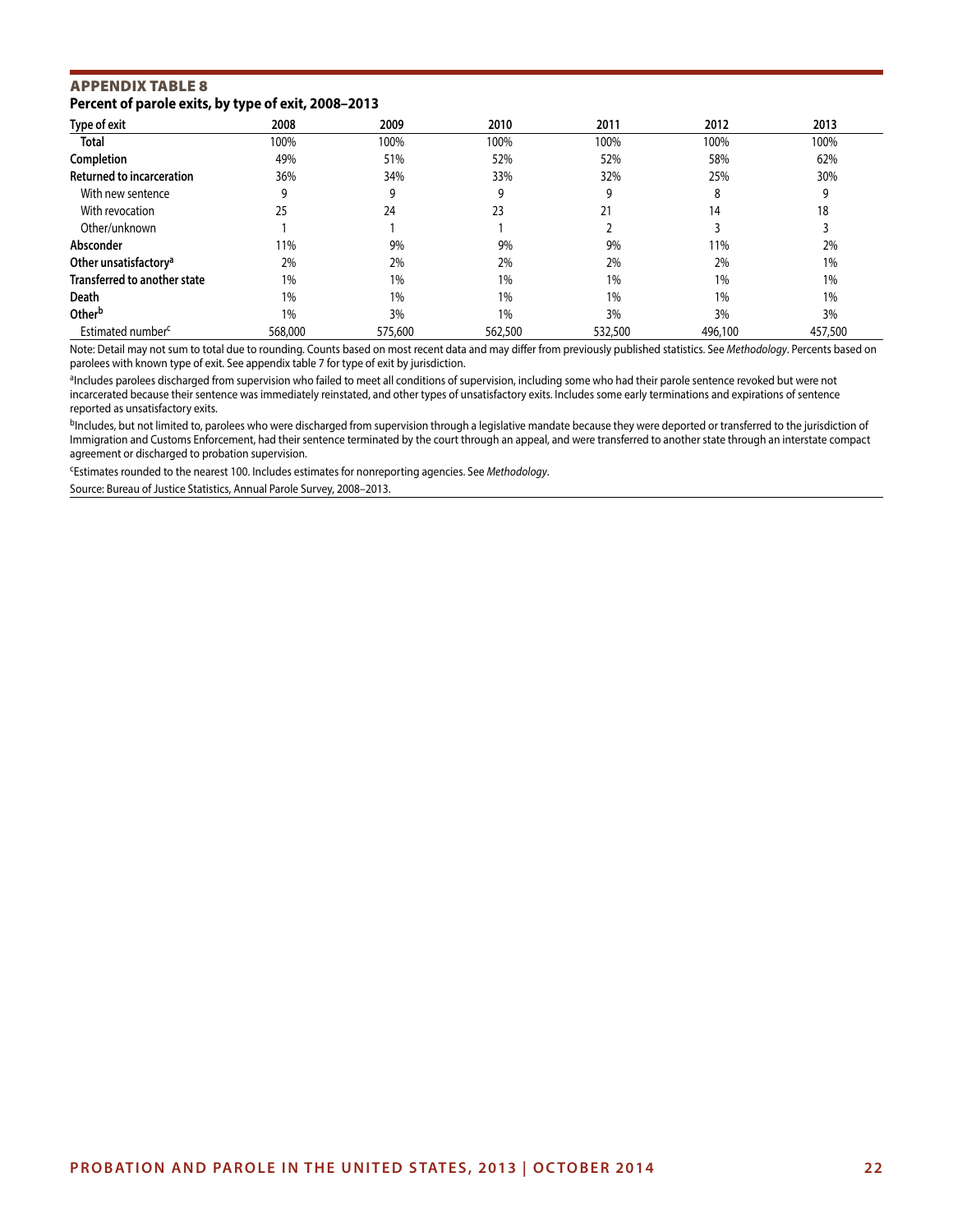## APPENDIX TABLE 8

**Percent of parole exits, by type of exit, 2008–2013**

| Type of exit | 2008 | 2009 | 2010 | 2011 | 2012 | 2013 |
|---|---|---|---|---|---|---|
| **Total** | 100% | 100% | 100% | 100% | 100% | 100% |
| **Completion** | 49% | 51% | 52% | 52% | 58% | 62% |
| **Returned to incarceration** | 36% | 34% | 33% | 32% | 25% | 30% |
| With new sentence | 9 | 9 | 9 | 9 | 8 | 9 |
| With revocation | 25 | 24 | 23 | 21 | 14 | 18 |
| Other/unknown | 1 | 1 | 1 | 2 | 3 | 3 |
| **Absconder** | 11% | 9% | 9% | 9% | 11% | 2% |
| **Other unsatisfactory**[a] | 2% | 2% | 2% | 2% | 2% | 1% |
| **Transferred to another state** | 1% | 1% | 1% | 1% | 1% | 1% |
| **Death** | 1% | 1% | 1% | 1% | 1% | 1% |
| **Other**[b] | 1% | 3% | 1% | 3% | 3% | 3% |
| Estimated number[c] | 568,000 | 575,600 | 562,500 | 532,500 | 496,100 | 457,500 |

Note: Detail may not sum to total due to rounding. Counts based on most recent data and may differ from previously published statistics. See *Methodology*. Percents based on parolees with known type of exit. See appendix table 7 for type of exit by jurisdiction.

[a]Includes parolees discharged from supervision who failed to meet all conditions of supervision, including some who had their parole sentence revoked but were not incarcerated because their sentence was immediately reinstated, and other types of unsatisfactory exits. Includes some early terminations and expirations of sentence reported as unsatisfactory exits.

[b]Includes, but not limited to, parolees who were discharged from supervision through a legislative mandate because they were deported or transferred to the jurisdiction of Immigration and Customs Enforcement, had their sentence terminated by the court through an appeal, and were transferred to another state through an interstate compact agreement or discharged to probation supervision.

[c]Estimates rounded to the nearest 100. Includes estimates for nonreporting agencies. See *Methodology*.

Source: Bureau of Justice Statistics, Annual Parole Survey, 2008–2013.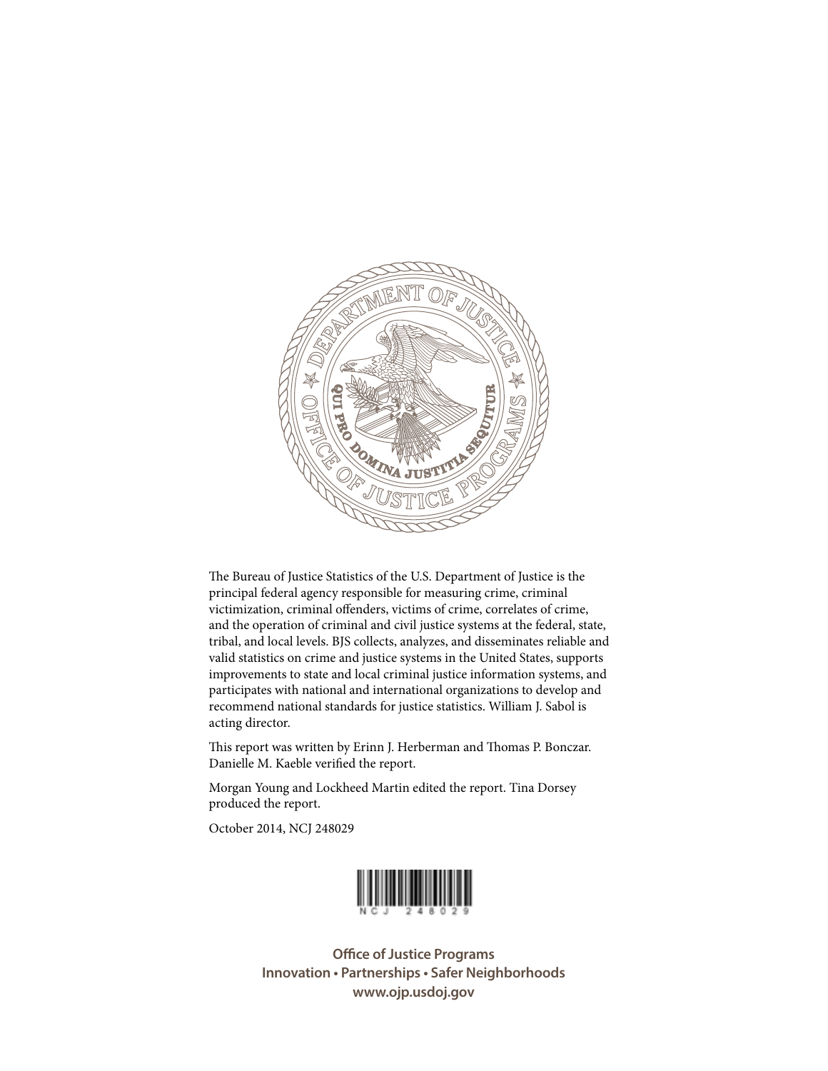The Bureau of Justice Statistics of the U.S. Department of Justice is the principal federal agency responsible for measuring crime, criminal victimization, criminal offenders, victims of crime, correlates of crime, and the operation of criminal and civil justice systems at the federal, state, tribal, and local levels. BJS collects, analyzes, and disseminates reliable and valid statistics on crime and justice systems in the United States, supports improvements to state and local criminal justice information systems, and participates with national and international organizations to develop and recommend national standards for justice statistics. William J. Sabol is acting director.

This report was written by Erinn J. Herberman and Thomas P. Bonczar. Danielle M. Kaeble verified the report.

Morgan Young and Lockheed Martin edited the report. Tina Dorsey produced the report.

October 2014, NCJ 248029

NCJ 248029

**Office of Justice Programs**
**Innovation • Partnerships • Safer Neighborhoods**
**www.ojp.usdoj.gov**